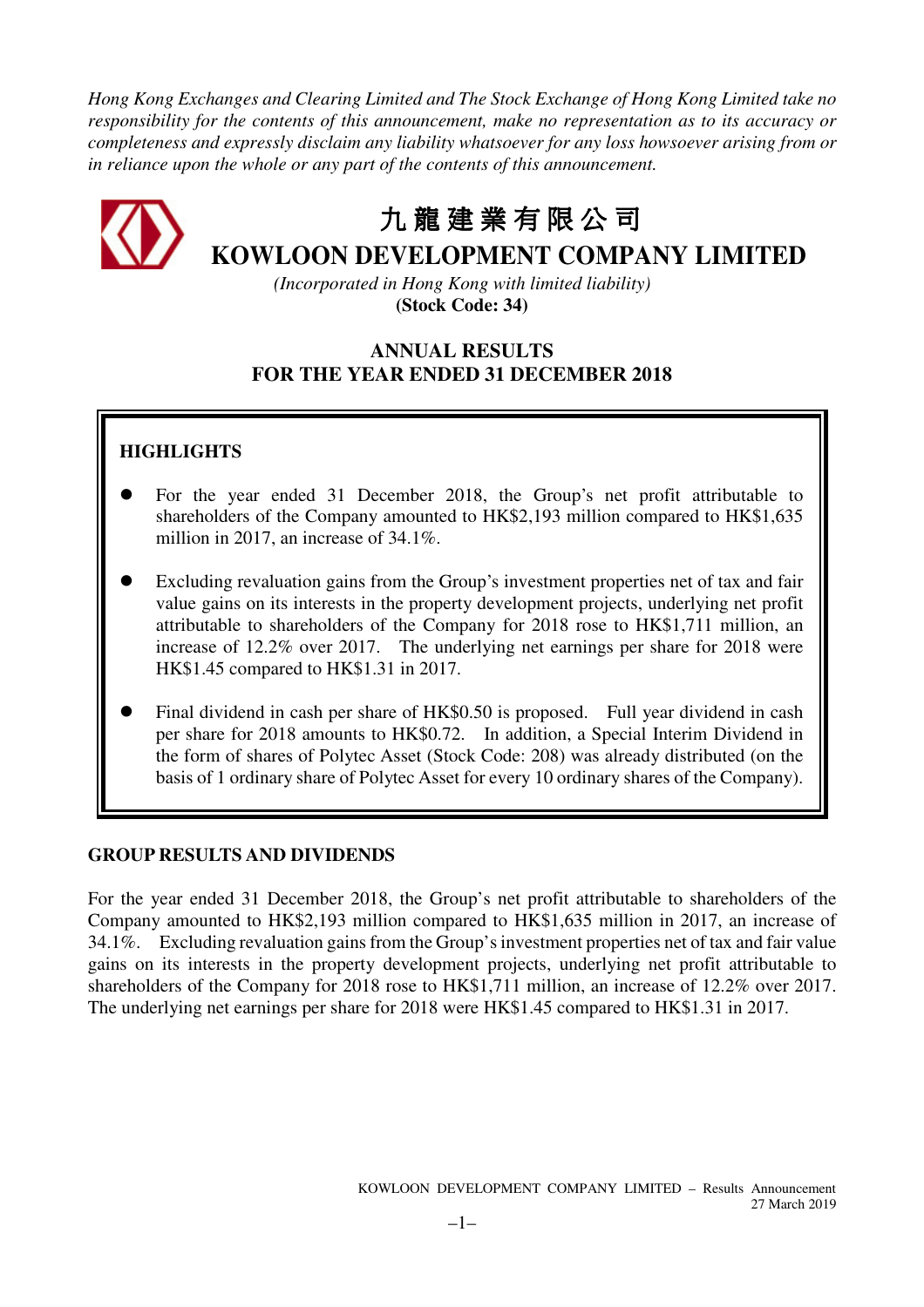*Hong Kong Exchanges and Clearing Limited and The Stock Exchange of Hong Kong Limited take no responsibility for the contents of this announcement, make no representation as to its accuracy or completeness and expressly disclaim any liability whatsoever for any loss howsoever arising from or in reliance upon the whole or any part of the contents of this announcement.*

# 九龍建業有限公司
# KOWLOON DEVELOPMENT COMPANY LIMITED

*(Incorporated in Hong Kong with limited liability)*
**(Stock Code: 34)**

## ANNUAL RESULTS
## FOR THE YEAR ENDED 31 DECEMBER 2018

### HIGHLIGHTS

- For the year ended 31 December 2018, the Group's net profit attributable to shareholders of the Company amounted to HK$2,193 million compared to HK$1,635 million in 2017, an increase of 34.1%.
- Excluding revaluation gains from the Group's investment properties net of tax and fair value gains on its interests in the property development projects, underlying net profit attributable to shareholders of the Company for 2018 rose to HK$1,711 million, an increase of 12.2% over 2017. The underlying net earnings per share for 2018 were HK$1.45 compared to HK$1.31 in 2017.
- Final dividend in cash per share of HK$0.50 is proposed. Full year dividend in cash per share for 2018 amounts to HK$0.72. In addition, a Special Interim Dividend in the form of shares of Polytec Asset (Stock Code: 208) was already distributed (on the basis of 1 ordinary share of Polytec Asset for every 10 ordinary shares of the Company).

### GROUP RESULTS AND DIVIDENDS

For the year ended 31 December 2018, the Group's net profit attributable to shareholders of the Company amounted to HK$2,193 million compared to HK$1,635 million in 2017, an increase of 34.1%. Excluding revaluation gains from the Group's investment properties net of tax and fair value gains on its interests in the property development projects, underlying net profit attributable to shareholders of the Company for 2018 rose to HK$1,711 million, an increase of 12.2% over 2017. The underlying net earnings per share for 2018 were HK$1.45 compared to HK$1.31 in 2017.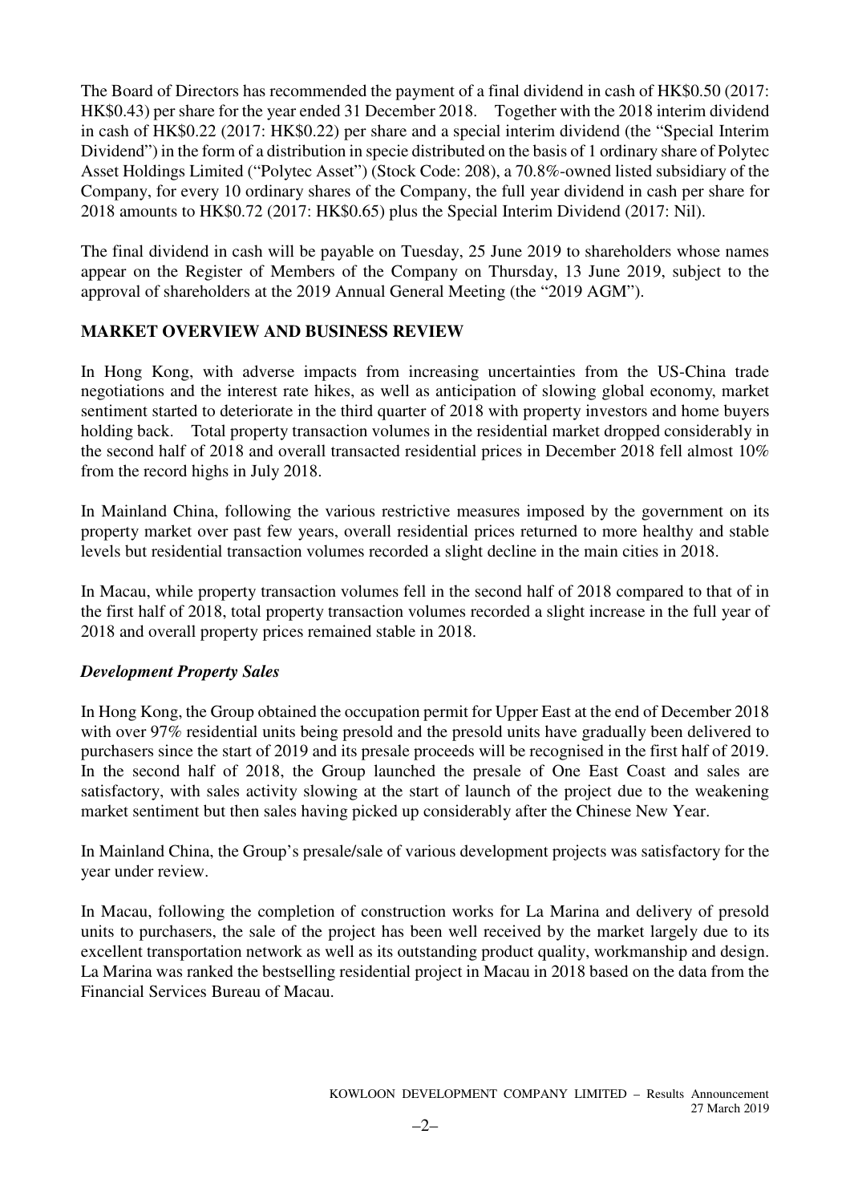The Board of Directors has recommended the payment of a final dividend in cash of HK$0.50 (2017: HK$0.43) per share for the year ended 31 December 2018. Together with the 2018 interim dividend in cash of HK$0.22 (2017: HK$0.22) per share and a special interim dividend (the "Special Interim Dividend") in the form of a distribution in specie distributed on the basis of 1 ordinary share of Polytec Asset Holdings Limited ("Polytec Asset") (Stock Code: 208), a 70.8%-owned listed subsidiary of the Company, for every 10 ordinary shares of the Company, the full year dividend in cash per share for 2018 amounts to HK$0.72 (2017: HK$0.65) plus the Special Interim Dividend (2017: Nil).

The final dividend in cash will be payable on Tuesday, 25 June 2019 to shareholders whose names appear on the Register of Members of the Company on Thursday, 13 June 2019, subject to the approval of shareholders at the 2019 Annual General Meeting (the "2019 AGM").

## MARKET OVERVIEW AND BUSINESS REVIEW

In Hong Kong, with adverse impacts from increasing uncertainties from the US-China trade negotiations and the interest rate hikes, as well as anticipation of slowing global economy, market sentiment started to deteriorate in the third quarter of 2018 with property investors and home buyers holding back. Total property transaction volumes in the residential market dropped considerably in the second half of 2018 and overall transacted residential prices in December 2018 fell almost 10% from the record highs in July 2018.

In Mainland China, following the various restrictive measures imposed by the government on its property market over past few years, overall residential prices returned to more healthy and stable levels but residential transaction volumes recorded a slight decline in the main cities in 2018.

In Macau, while property transaction volumes fell in the second half of 2018 compared to that of in the first half of 2018, total property transaction volumes recorded a slight increase in the full year of 2018 and overall property prices remained stable in 2018.

### *Development Property Sales*

In Hong Kong, the Group obtained the occupation permit for Upper East at the end of December 2018 with over 97% residential units being presold and the presold units have gradually been delivered to purchasers since the start of 2019 and its presale proceeds will be recognised in the first half of 2019. In the second half of 2018, the Group launched the presale of One East Coast and sales are satisfactory, with sales activity slowing at the start of launch of the project due to the weakening market sentiment but then sales having picked up considerably after the Chinese New Year.

In Mainland China, the Group's presale/sale of various development projects was satisfactory for the year under review.

In Macau, following the completion of construction works for La Marina and delivery of presold units to purchasers, the sale of the project has been well received by the market largely due to its excellent transportation network as well as its outstanding product quality, workmanship and design. La Marina was ranked the bestselling residential project in Macau in 2018 based on the data from the Financial Services Bureau of Macau.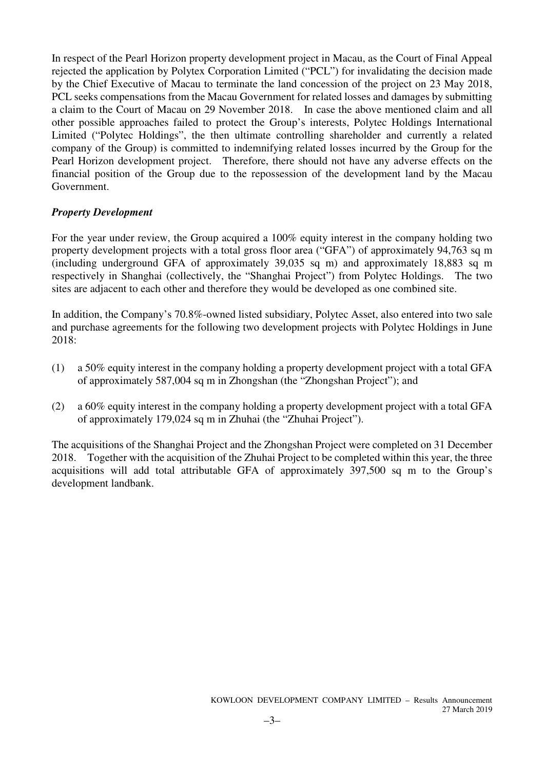In respect of the Pearl Horizon property development project in Macau, as the Court of Final Appeal rejected the application by Polytex Corporation Limited ("PCL") for invalidating the decision made by the Chief Executive of Macau to terminate the land concession of the project on 23 May 2018, PCL seeks compensations from the Macau Government for related losses and damages by submitting a claim to the Court of Macau on 29 November 2018. In case the above mentioned claim and all other possible approaches failed to protect the Group's interests, Polytec Holdings International Limited ("Polytec Holdings", the then ultimate controlling shareholder and currently a related company of the Group) is committed to indemnifying related losses incurred by the Group for the Pearl Horizon development project. Therefore, there should not have any adverse effects on the financial position of the Group due to the repossession of the development land by the Macau Government.

***Property Development***

For the year under review, the Group acquired a 100% equity interest in the company holding two property development projects with a total gross floor area ("GFA") of approximately 94,763 sq m (including underground GFA of approximately 39,035 sq m) and approximately 18,883 sq m respectively in Shanghai (collectively, the "Shanghai Project") from Polytec Holdings. The two sites are adjacent to each other and therefore they would be developed as one combined site.

In addition, the Company's 70.8%-owned listed subsidiary, Polytec Asset, also entered into two sale and purchase agreements for the following two development projects with Polytec Holdings in June 2018:

(1) a 50% equity interest in the company holding a property development project with a total GFA of approximately 587,004 sq m in Zhongshan (the "Zhongshan Project"); and

(2) a 60% equity interest in the company holding a property development project with a total GFA of approximately 179,024 sq m in Zhuhai (the "Zhuhai Project").

The acquisitions of the Shanghai Project and the Zhongshan Project were completed on 31 December 2018. Together with the acquisition of the Zhuhai Project to be completed within this year, the three acquisitions will add total attributable GFA of approximately 397,500 sq m to the Group's development landbank.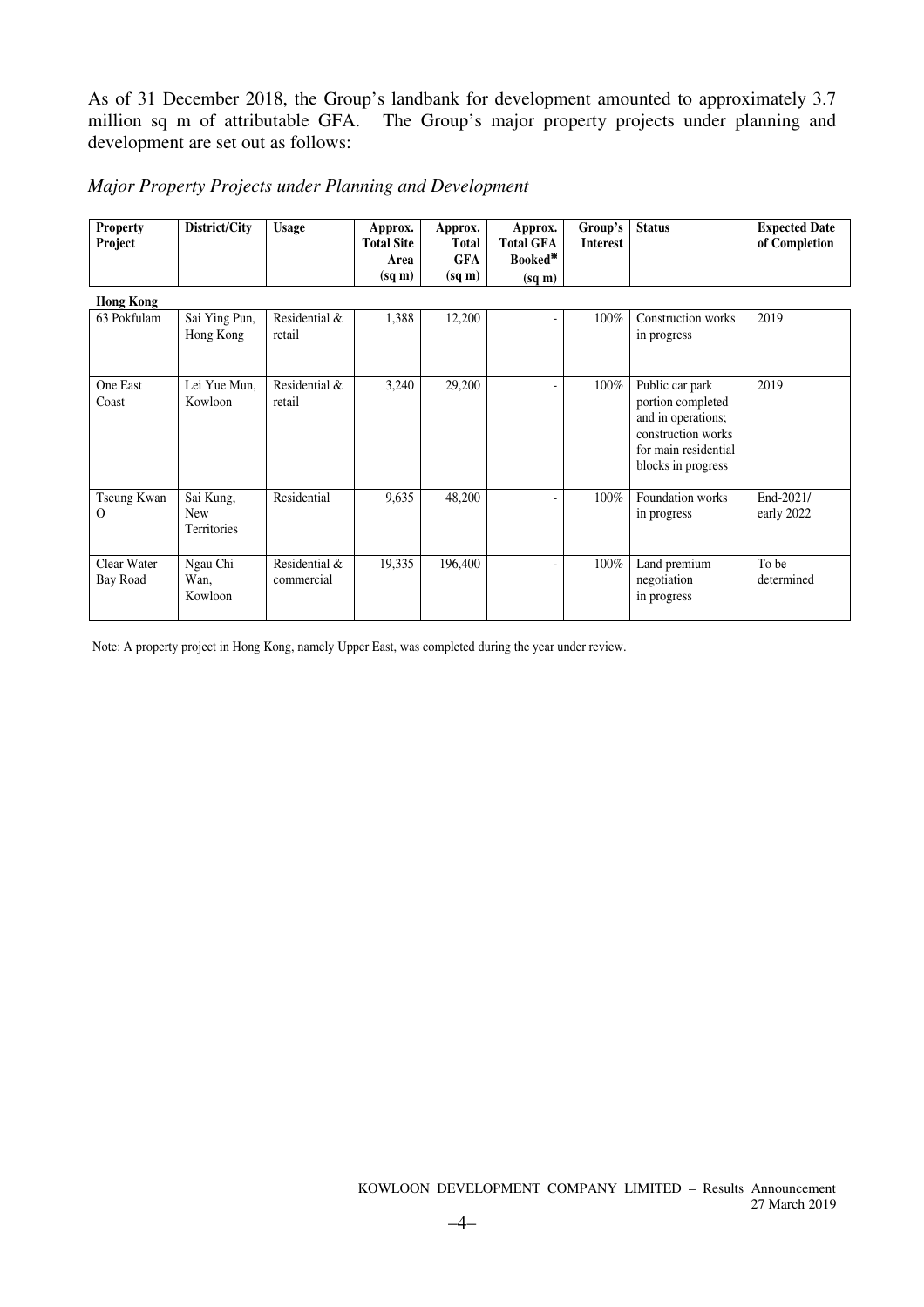As of 31 December 2018, the Group's landbank for development amounted to approximately 3.7 million sq m of attributable GFA. The Group's major property projects under planning and development are set out as follows:

*Major Property Projects under Planning and Development*

| Property Project | District/City | Usage | Approx. Total Site Area (sq m) | Approx. Total GFA (sq m) | Approx. Total GFA Booked# (sq m) | Group's Interest | Status | Expected Date of Completion |
|---|---|---|---|---|---|---|---|---|
| **Hong Kong** | | | | | | | | |
| 63 Pokfulam | Sai Ying Pun, Hong Kong | Residential & retail | 1,388 | 12,200 | - | 100% | Construction works in progress | 2019 |
| One East Coast | Lei Yue Mun, Kowloon | Residential & retail | 3,240 | 29,200 | - | 100% | Public car park portion completed and in operations; construction works for main residential blocks in progress | 2019 |
| Tseung Kwan O | Sai Kung, New Territories | Residential | 9,635 | 48,200 | - | 100% | Foundation works in progress | End-2021/ early 2022 |
| Clear Water Bay Road | Ngau Chi Wan, Kowloon | Residential & commercial | 19,335 | 196,400 | - | 100% | Land premium negotiation in progress | To be determined |

Note: A property project in Hong Kong, namely Upper East, was completed during the year under review.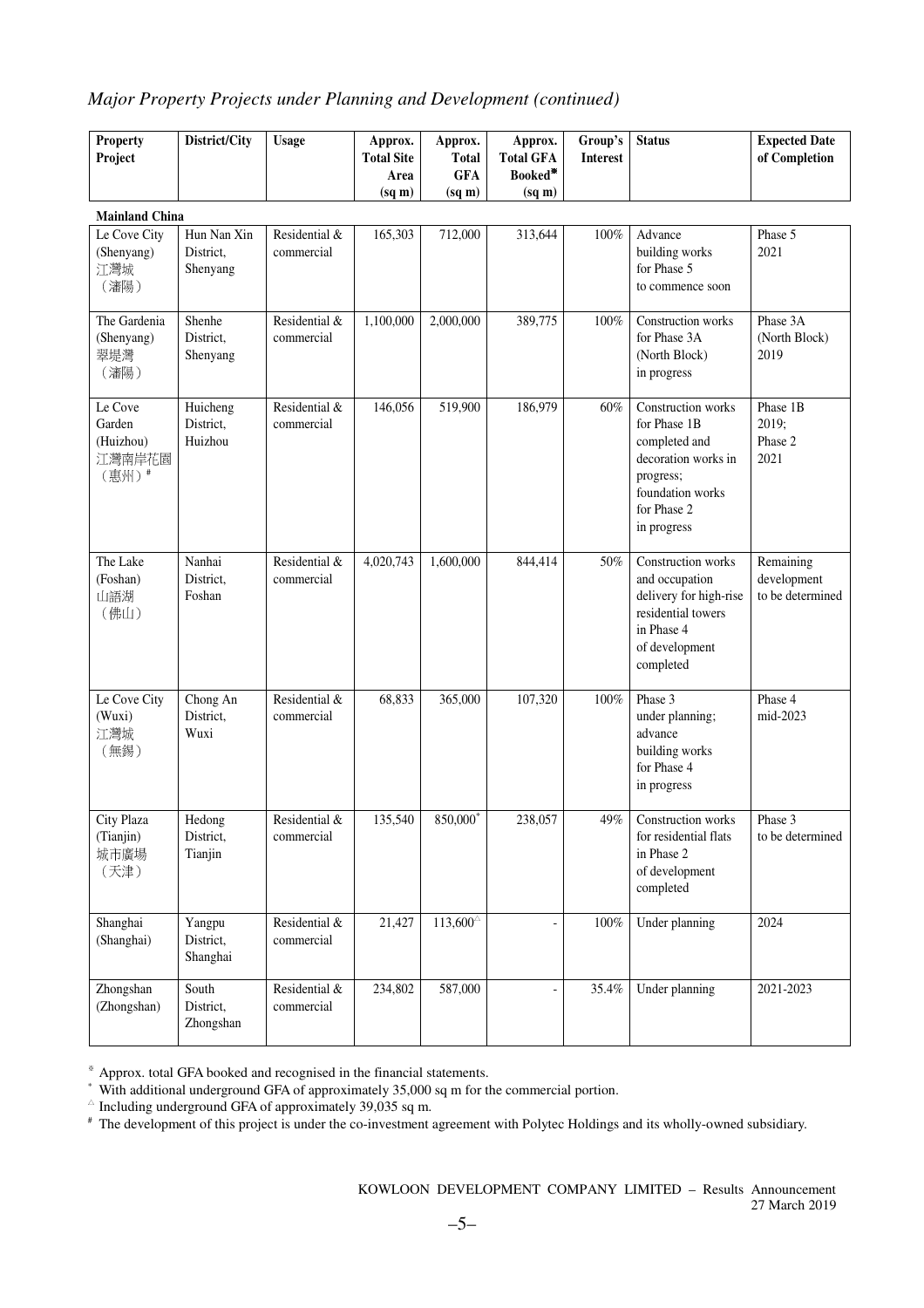*Major Property Projects under Planning and Development (continued)*

| Property Project | District/City | Usage | Approx. Total Site Area (sq m) | Approx. Total GFA (sq m) | Approx. Total GFA Booked※ (sq m) | Group's Interest | Status | Expected Date of Completion |
|---|---|---|---|---|---|---|---|---|
| **Mainland China** | | | | | | | | |
| Le Cove City (Shenyang) 江灣城（瀋陽） | Hun Nan Xin District, Shenyang | Residential & commercial | 165,303 | 712,000 | 313,644 | 100% | Advance building works for Phase 5 to commence soon | Phase 5 2021 |
| The Gardenia (Shenyang) 翠堤灣（瀋陽） | Shenhe District, Shenyang | Residential & commercial | 1,100,000 | 2,000,000 | 389,775 | 100% | Construction works for Phase 3A (North Block) in progress | Phase 3A (North Block) 2019 |
| Le Cove Garden (Huizhou) 江灣南岸花園（惠州）# | Huicheng District, Huizhou | Residential & commercial | 146,056 | 519,900 | 186,979 | 60% | Construction works for Phase 1B completed and decoration works in progress; foundation works for Phase 2 in progress | Phase 1B 2019; Phase 2 2021 |
| The Lake (Foshan) 山語湖（佛山） | Nanhai District, Foshan | Residential & commercial | 4,020,743 | 1,600,000 | 844,414 | 50% | Construction works and occupation delivery for high-rise residential towers in Phase 4 of development completed | Remaining development to be determined |
| Le Cove City (Wuxi) 江灣城（無錫） | Chong An District, Wuxi | Residential & commercial | 68,833 | 365,000 | 107,320 | 100% | Phase 3 under planning; advance building works for Phase 4 in progress | Phase 4 mid-2023 |
| City Plaza (Tianjin) 城市廣場（天津） | Hedong District, Tianjin | Residential & commercial | 135,540 | 850,000* | 238,057 | 49% | Construction works for residential flats in Phase 2 of development completed | Phase 3 to be determined |
| Shanghai (Shanghai) | Yangpu District, Shanghai | Residential & commercial | 21,427 | 113,600△ | - | 100% | Under planning | 2024 |
| Zhongshan (Zhongshan) | South District, Zhongshan | Residential & commercial | 234,802 | 587,000 | - | 35.4% | Under planning | 2021-2023 |

※ Approx. total GFA booked and recognised in the financial statements.

\* With additional underground GFA of approximately 35,000 sq m for the commercial portion.

△ Including underground GFA of approximately 39,035 sq m.

\# The development of this project is under the co-investment agreement with Polytec Holdings and its wholly-owned subsidiary.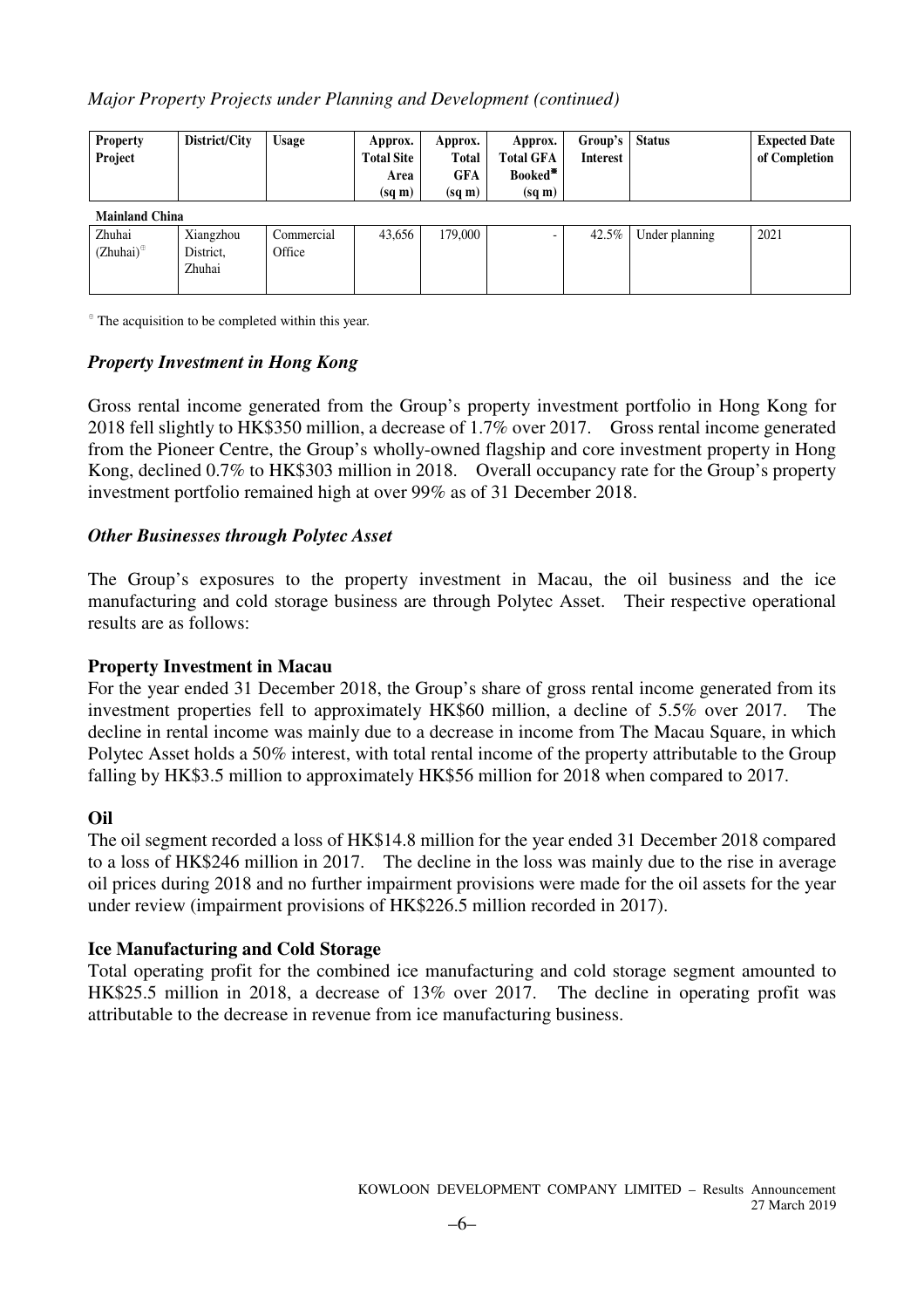*Major Property Projects under Planning and Development (continued)*

| Property Project | District/City | Usage | Approx. Total Site Area (sq m) | Approx. Total GFA (sq m) | Approx. Total GFA Booked[*] (sq m) | Group's Interest | Status | Expected Date of Completion |
|---|---|---|---|---|---|---|---|---|
| **Mainland China** | | | | | | | | |
| Zhuhai (Zhuhai)[⊕] | Xiangzhou District, Zhuhai | Commercial Office | 43,656 | 179,000 | - | 42.5% | Under planning | 2021 |

[⊕] The acquisition to be completed within this year.

### *Property Investment in Hong Kong*

Gross rental income generated from the Group's property investment portfolio in Hong Kong for 2018 fell slightly to HK$350 million, a decrease of 1.7% over 2017. Gross rental income generated from the Pioneer Centre, the Group's wholly-owned flagship and core investment property in Hong Kong, declined 0.7% to HK$303 million in 2018. Overall occupancy rate for the Group's property investment portfolio remained high at over 99% as of 31 December 2018.

### *Other Businesses through Polytec Asset*

The Group's exposures to the property investment in Macau, the oil business and the ice manufacturing and cold storage business are through Polytec Asset. Their respective operational results are as follows:

**Property Investment in Macau**

For the year ended 31 December 2018, the Group's share of gross rental income generated from its investment properties fell to approximately HK$60 million, a decline of 5.5% over 2017. The decline in rental income was mainly due to a decrease in income from The Macau Square, in which Polytec Asset holds a 50% interest, with total rental income of the property attributable to the Group falling by HK$3.5 million to approximately HK$56 million for 2018 when compared to 2017.

**Oil**

The oil segment recorded a loss of HK$14.8 million for the year ended 31 December 2018 compared to a loss of HK$246 million in 2017. The decline in the loss was mainly due to the rise in average oil prices during 2018 and no further impairment provisions were made for the oil assets for the year under review (impairment provisions of HK$226.5 million recorded in 2017).

**Ice Manufacturing and Cold Storage**

Total operating profit for the combined ice manufacturing and cold storage segment amounted to HK$25.5 million in 2018, a decrease of 13% over 2017. The decline in operating profit was attributable to the decrease in revenue from ice manufacturing business.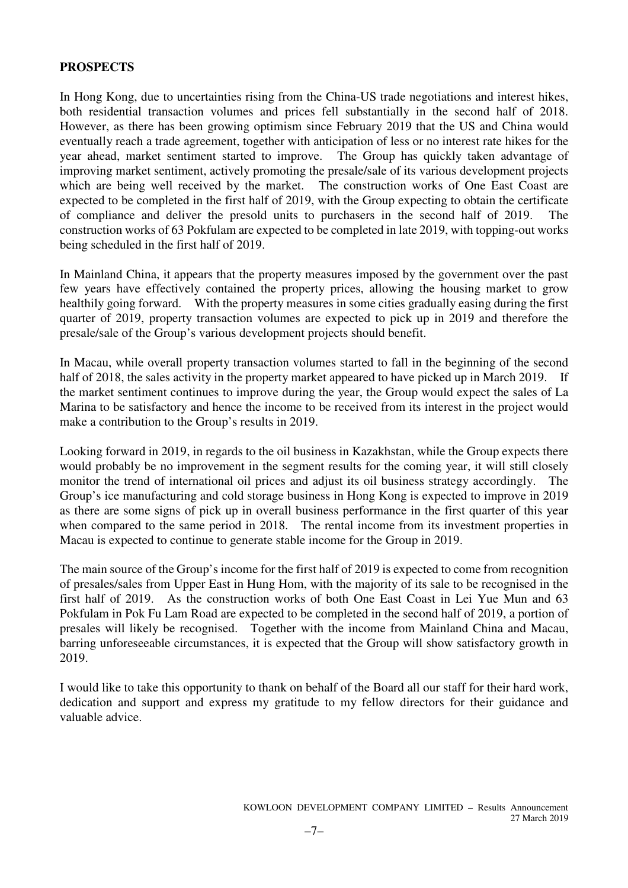## PROSPECTS

In Hong Kong, due to uncertainties rising from the China-US trade negotiations and interest hikes, both residential transaction volumes and prices fell substantially in the second half of 2018. However, as there has been growing optimism since February 2019 that the US and China would eventually reach a trade agreement, together with anticipation of less or no interest rate hikes for the year ahead, market sentiment started to improve. The Group has quickly taken advantage of improving market sentiment, actively promoting the presale/sale of its various development projects which are being well received by the market. The construction works of One East Coast are expected to be completed in the first half of 2019, with the Group expecting to obtain the certificate of compliance and deliver the presold units to purchasers in the second half of 2019. The construction works of 63 Pokfulam are expected to be completed in late 2019, with topping-out works being scheduled in the first half of 2019.

In Mainland China, it appears that the property measures imposed by the government over the past few years have effectively contained the property prices, allowing the housing market to grow healthily going forward. With the property measures in some cities gradually easing during the first quarter of 2019, property transaction volumes are expected to pick up in 2019 and therefore the presale/sale of the Group's various development projects should benefit.

In Macau, while overall property transaction volumes started to fall in the beginning of the second half of 2018, the sales activity in the property market appeared to have picked up in March 2019. If the market sentiment continues to improve during the year, the Group would expect the sales of La Marina to be satisfactory and hence the income to be received from its interest in the project would make a contribution to the Group's results in 2019.

Looking forward in 2019, in regards to the oil business in Kazakhstan, while the Group expects there would probably be no improvement in the segment results for the coming year, it will still closely monitor the trend of international oil prices and adjust its oil business strategy accordingly. The Group's ice manufacturing and cold storage business in Hong Kong is expected to improve in 2019 as there are some signs of pick up in overall business performance in the first quarter of this year when compared to the same period in 2018. The rental income from its investment properties in Macau is expected to continue to generate stable income for the Group in 2019.

The main source of the Group's income for the first half of 2019 is expected to come from recognition of presales/sales from Upper East in Hung Hom, with the majority of its sale to be recognised in the first half of 2019. As the construction works of both One East Coast in Lei Yue Mun and 63 Pokfulam in Pok Fu Lam Road are expected to be completed in the second half of 2019, a portion of presales will likely be recognised. Together with the income from Mainland China and Macau, barring unforeseeable circumstances, it is expected that the Group will show satisfactory growth in 2019.

I would like to take this opportunity to thank on behalf of the Board all our staff for their hard work, dedication and support and express my gratitude to my fellow directors for their guidance and valuable advice.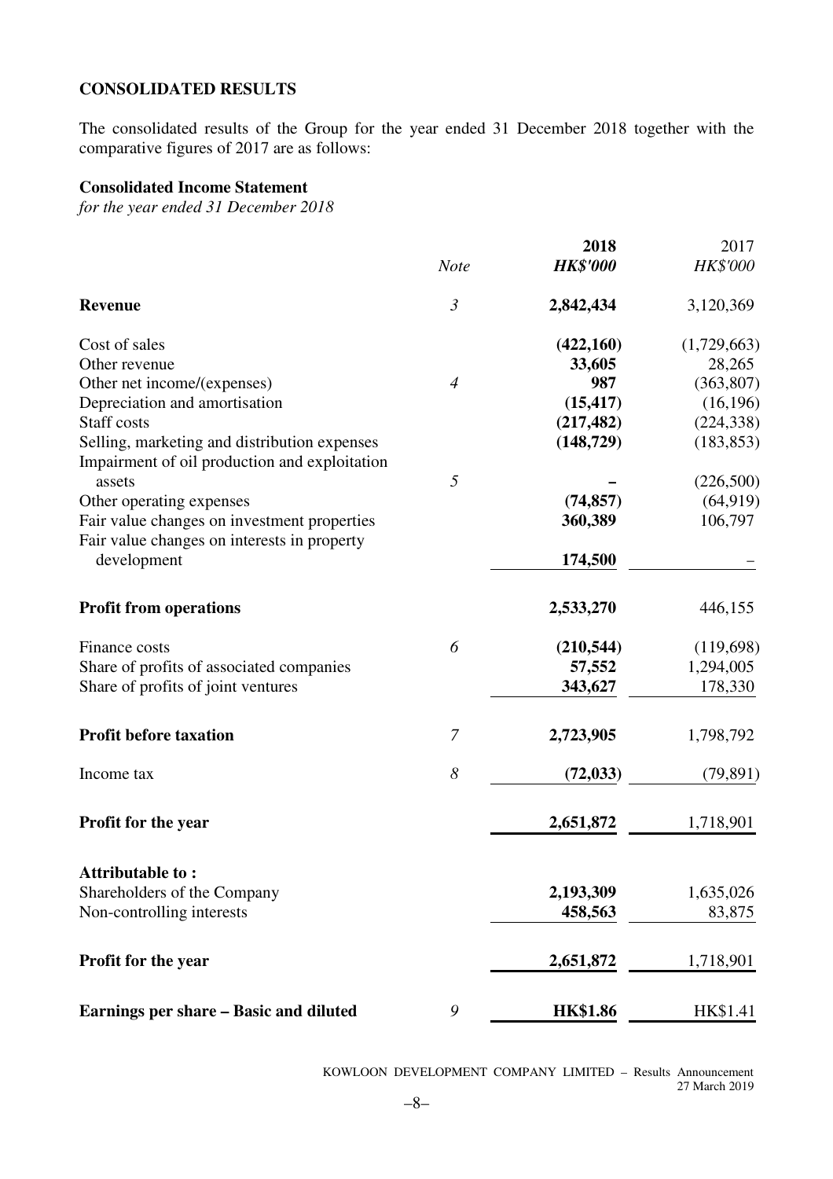## CONSOLIDATED RESULTS

The consolidated results of the Group for the year ended 31 December 2018 together with the comparative figures of 2017 are as follows:

### Consolidated Income Statement

*for the year ended 31 December 2018*

| | *Note* | **2018** *HK$'000* | 2017 *HK$'000* |
|---|---|---|---|
| **Revenue** | *3* | **2,842,434** | 3,120,369 |
| Cost of sales | | **(422,160)** | (1,729,663) |
| Other revenue | | **33,605** | 28,265 |
| Other net income/(expenses) | *4* | **987** | (363,807) |
| Depreciation and amortisation | | **(15,417)** | (16,196) |
| Staff costs | | **(217,482)** | (224,338) |
| Selling, marketing and distribution expenses | | **(148,729)** | (183,853) |
| Impairment of oil production and exploitation assets | *5* | **–** | (226,500) |
| Other operating expenses | | **(74,857)** | (64,919) |
| Fair value changes on investment properties | | **360,389** | 106,797 |
| Fair value changes on interests in property development | | **174,500** | – |
| **Profit from operations** | | **2,533,270** | 446,155 |
| Finance costs | *6* | **(210,544)** | (119,698) |
| Share of profits of associated companies | | **57,552** | 1,294,005 |
| Share of profits of joint ventures | | **343,627** | 178,330 |
| **Profit before taxation** | *7* | **2,723,905** | 1,798,792 |
| Income tax | *8* | **(72,033)** | (79,891) |
| **Profit for the year** | | **2,651,872** | 1,718,901 |
| **Attributable to :** | | | |
| Shareholders of the Company | | **2,193,309** | 1,635,026 |
| Non-controlling interests | | **458,563** | 83,875 |
| **Profit for the year** | | **2,651,872** | 1,718,901 |
| **Earnings per share – Basic and diluted** | *9* | **HK$1.86** | HK$1.41 |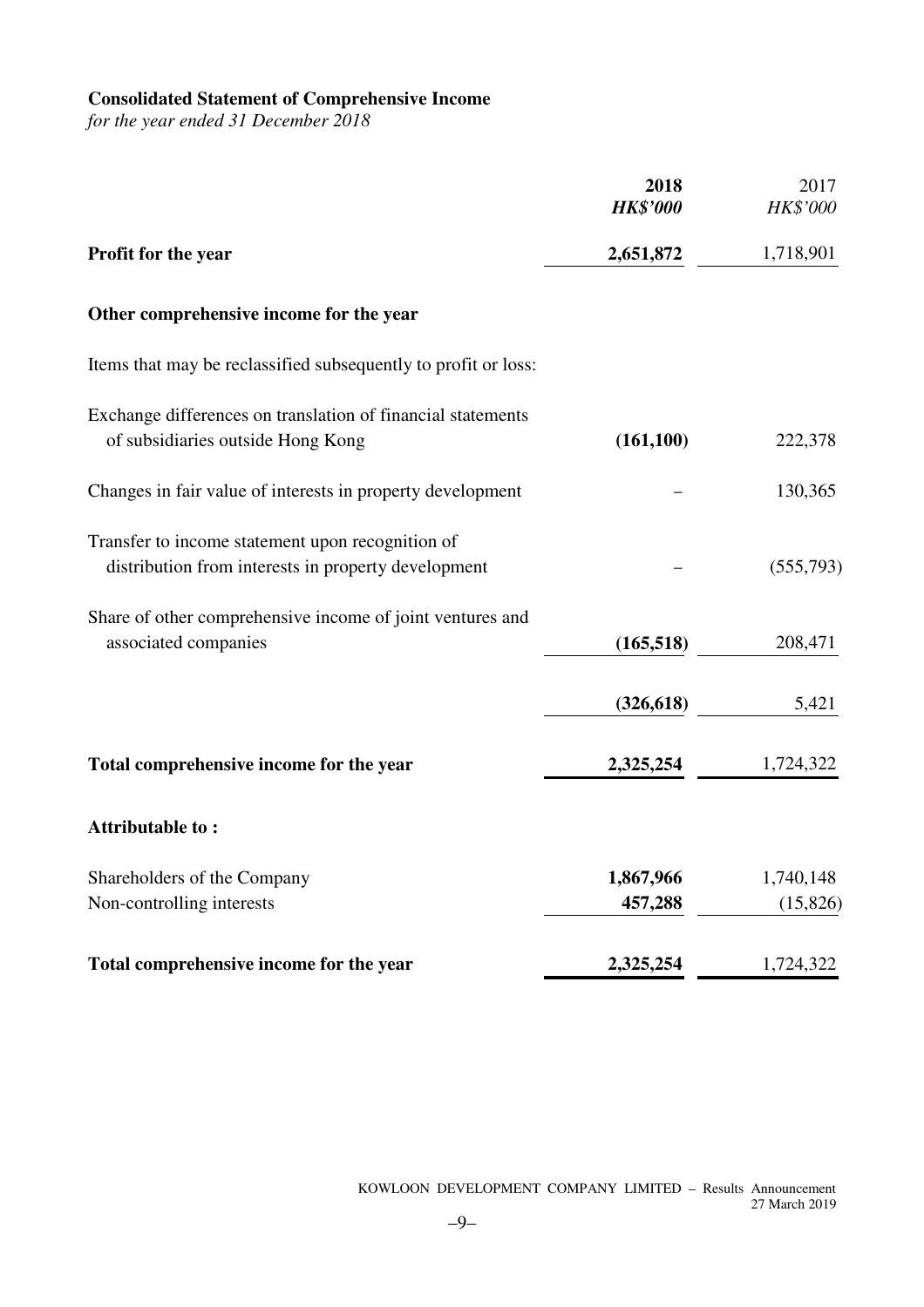## Consolidated Statement of Comprehensive Income

*for the year ended 31 December 2018*

| | **2018** *HK$'000* | 2017 *HK$'000* |
|---|---|---|
| **Profit for the year** | **2,651,872** | 1,718,901 |
| **Other comprehensive income for the year** | | |
| Items that may be reclassified subsequently to profit or loss: | | |
| Exchange differences on translation of financial statements of subsidiaries outside Hong Kong | **(161,100)** | 222,378 |
| Changes in fair value of interests in property development | – | 130,365 |
| Transfer to income statement upon recognition of distribution from interests in property development | – | (555,793) |
| Share of other comprehensive income of joint ventures and associated companies | **(165,518)** | 208,471 |
| | **(326,618)** | 5,421 |
| **Total comprehensive income for the year** | **2,325,254** | 1,724,322 |
| **Attributable to :** | | |
| Shareholders of the Company | **1,867,966** | 1,740,148 |
| Non-controlling interests | **457,288** | (15,826) |
| **Total comprehensive income for the year** | **2,325,254** | 1,724,322 |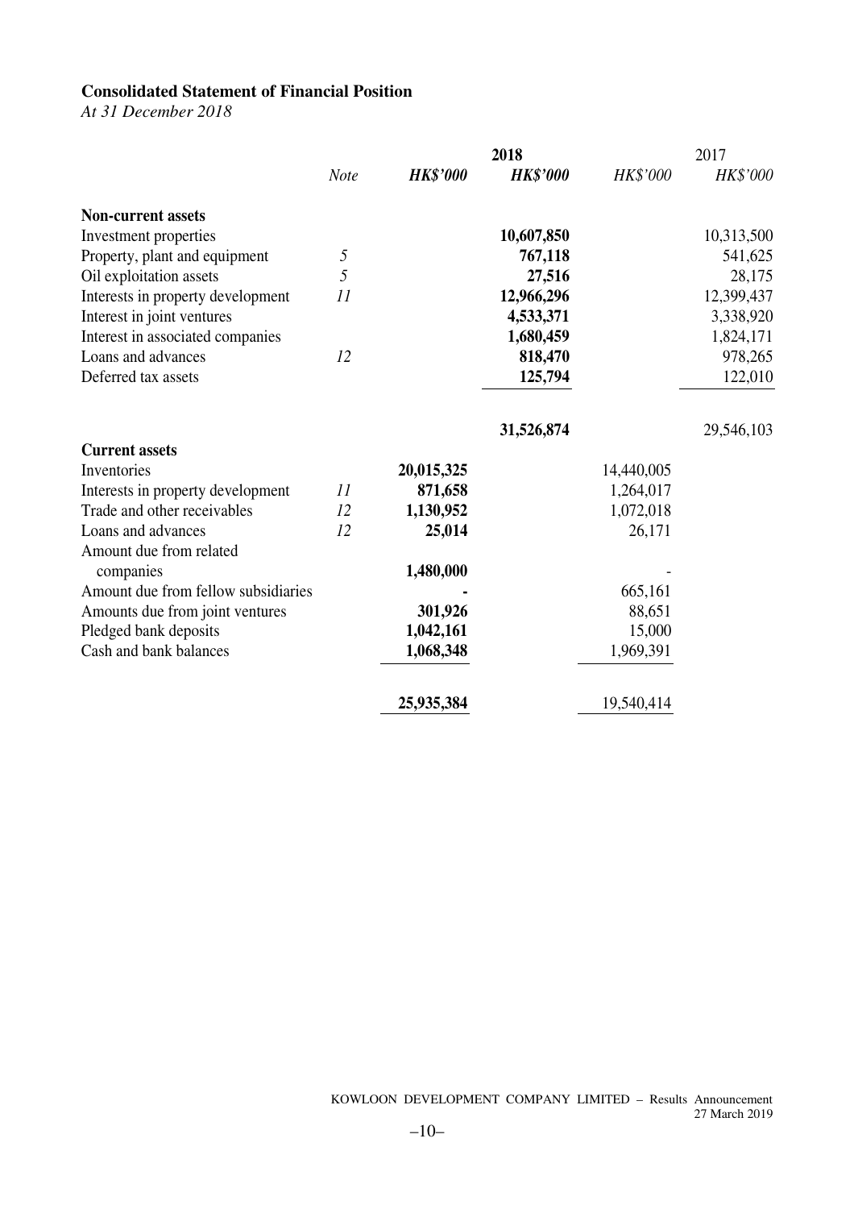**Consolidated Statement of Financial Position**

*At 31 December 2018*

| | Note | 2018 | | 2017 | |
|---|---|---|---|---|---|
| | | ***HK$'000*** | ***HK$'000*** | *HK$'000* | *HK$'000* |
| **Non-current assets** | | | | | |
| Investment properties | | | **10,607,850** | | 10,313,500 |
| Property, plant and equipment | *5* | | **767,118** | | 541,625 |
| Oil exploitation assets | *5* | | **27,516** | | 28,175 |
| Interests in property development | *11* | | **12,966,296** | | 12,399,437 |
| Interest in joint ventures | | | **4,533,371** | | 3,338,920 |
| Interest in associated companies | | | **1,680,459** | | 1,824,171 |
| Loans and advances | *12* | | **818,470** | | 978,265 |
| Deferred tax assets | | | **125,794** | | 122,010 |
| | | | **31,526,874** | | 29,546,103 |
| **Current assets** | | | | | |
| Inventories | | **20,015,325** | | 14,440,005 | |
| Interests in property development | *11* | **871,658** | | 1,264,017 | |
| Trade and other receivables | *12* | **1,130,952** | | 1,072,018 | |
| Loans and advances | *12* | **25,014** | | 26,171 | |
| Amount due from related companies | | **1,480,000** | | - | |
| Amount due from fellow subsidiaries | | **-** | | 665,161 | |
| Amounts due from joint ventures | | **301,926** | | 88,651 | |
| Pledged bank deposits | | **1,042,161** | | 15,000 | |
| Cash and bank balances | | **1,068,348** | | 1,969,391 | |
| | | **25,935,384** | | 19,540,414 | |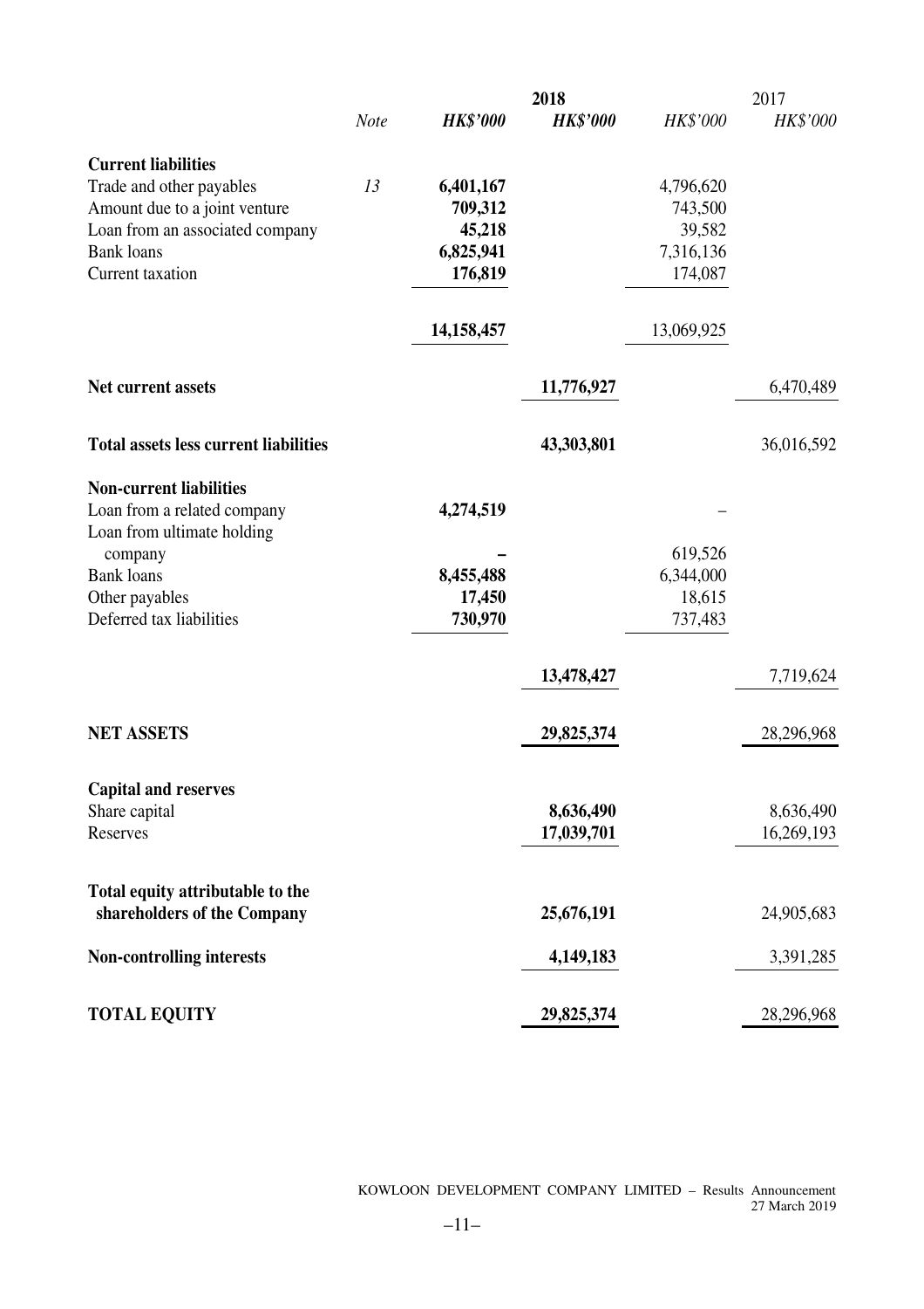| | Note | 2018 HK$'000 | 2018 HK$'000 | 2017 HK$'000 | 2017 HK$'000 |
|---|---|---|---|---|---|
| **Current liabilities** | | | | | |
| Trade and other payables | 13 | **6,401,167** | | 4,796,620 | |
| Amount due to a joint venture | | **709,312** | | 743,500 | |
| Loan from an associated company | | **45,218** | | 39,582 | |
| Bank loans | | **6,825,941** | | 7,316,136 | |
| Current taxation | | **176,819** | | 174,087 | |
| | | **14,158,457** | | 13,069,925 | |
| **Net current assets** | | | **11,776,927** | | 6,470,489 |
| **Total assets less current liabilities** | | | **43,303,801** | | 36,016,592 |
| **Non-current liabilities** | | | | | |
| Loan from a related company | | **4,274,519** | | – | |
| Loan from ultimate holding company | | **–** | | 619,526 | |
| Bank loans | | **8,455,488** | | 6,344,000 | |
| Other payables | | **17,450** | | 18,615 | |
| Deferred tax liabilities | | **730,970** | | 737,483 | |
| | | | **13,478,427** | | 7,719,624 |
| **NET ASSETS** | | | **29,825,374** | | 28,296,968 |
| **Capital and reserves** | | | | | |
| Share capital | | | **8,636,490** | | 8,636,490 |
| Reserves | | | **17,039,701** | | 16,269,193 |
| **Total equity attributable to the shareholders of the Company** | | | **25,676,191** | | 24,905,683 |
| **Non-controlling interests** | | | **4,149,183** | | 3,391,285 |
| **TOTAL EQUITY** | | | **29,825,374** | | 28,296,968 |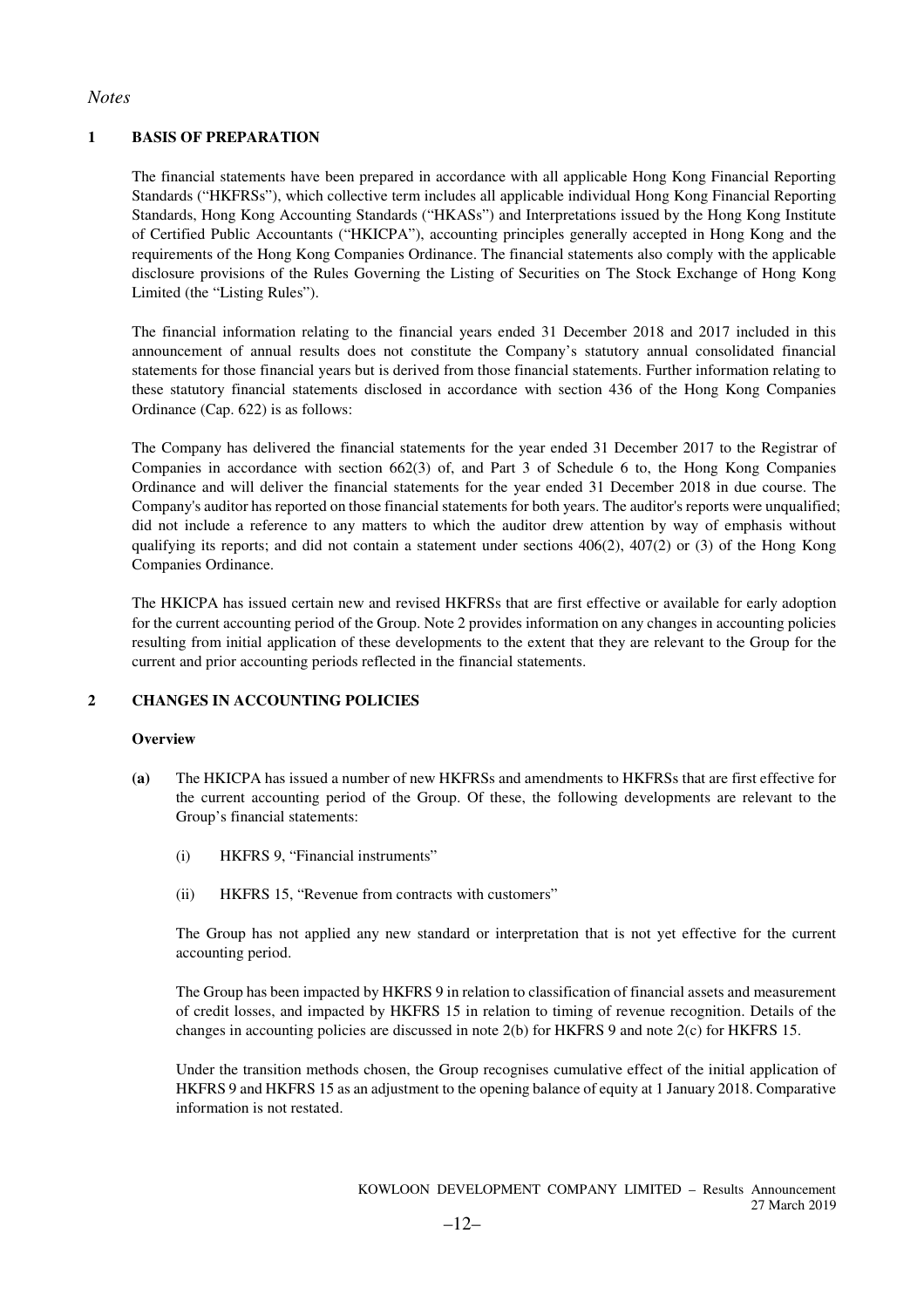*Notes*

## 1 BASIS OF PREPARATION

The financial statements have been prepared in accordance with all applicable Hong Kong Financial Reporting Standards ("HKFRSs"), which collective term includes all applicable individual Hong Kong Financial Reporting Standards, Hong Kong Accounting Standards ("HKASs") and Interpretations issued by the Hong Kong Institute of Certified Public Accountants ("HKICPA"), accounting principles generally accepted in Hong Kong and the requirements of the Hong Kong Companies Ordinance. The financial statements also comply with the applicable disclosure provisions of the Rules Governing the Listing of Securities on The Stock Exchange of Hong Kong Limited (the "Listing Rules").

The financial information relating to the financial years ended 31 December 2018 and 2017 included in this announcement of annual results does not constitute the Company's statutory annual consolidated financial statements for those financial years but is derived from those financial statements. Further information relating to these statutory financial statements disclosed in accordance with section 436 of the Hong Kong Companies Ordinance (Cap. 622) is as follows:

The Company has delivered the financial statements for the year ended 31 December 2017 to the Registrar of Companies in accordance with section 662(3) of, and Part 3 of Schedule 6 to, the Hong Kong Companies Ordinance and will deliver the financial statements for the year ended 31 December 2018 in due course. The Company's auditor has reported on those financial statements for both years. The auditor's reports were unqualified; did not include a reference to any matters to which the auditor drew attention by way of emphasis without qualifying its reports; and did not contain a statement under sections 406(2), 407(2) or (3) of the Hong Kong Companies Ordinance.

The HKICPA has issued certain new and revised HKFRSs that are first effective or available for early adoption for the current accounting period of the Group. Note 2 provides information on any changes in accounting policies resulting from initial application of these developments to the extent that they are relevant to the Group for the current and prior accounting periods reflected in the financial statements.

## 2 CHANGES IN ACCOUNTING POLICIES

**Overview**

**(a)** The HKICPA has issued a number of new HKFRSs and amendments to HKFRSs that are first effective for the current accounting period of the Group. Of these, the following developments are relevant to the Group's financial statements:

(i) HKFRS 9, "Financial instruments"

(ii) HKFRS 15, "Revenue from contracts with customers"

The Group has not applied any new standard or interpretation that is not yet effective for the current accounting period.

The Group has been impacted by HKFRS 9 in relation to classification of financial assets and measurement of credit losses, and impacted by HKFRS 15 in relation to timing of revenue recognition. Details of the changes in accounting policies are discussed in note 2(b) for HKFRS 9 and note 2(c) for HKFRS 15.

Under the transition methods chosen, the Group recognises cumulative effect of the initial application of HKFRS 9 and HKFRS 15 as an adjustment to the opening balance of equity at 1 January 2018. Comparative information is not restated.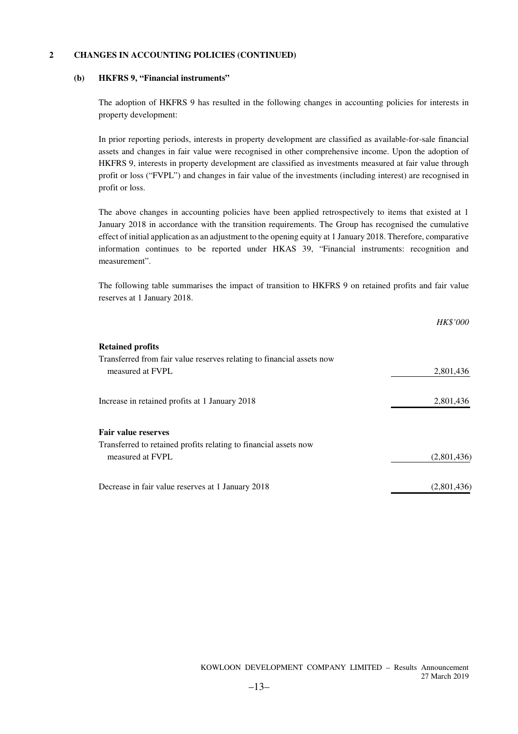## 2 CHANGES IN ACCOUNTING POLICIES (CONTINUED)

### (b) HKFRS 9, "Financial instruments"

The adoption of HKFRS 9 has resulted in the following changes in accounting policies for interests in property development:

In prior reporting periods, interests in property development are classified as available-for-sale financial assets and changes in fair value were recognised in other comprehensive income. Upon the adoption of HKFRS 9, interests in property development are classified as investments measured at fair value through profit or loss ("FVPL") and changes in fair value of the investments (including interest) are recognised in profit or loss.

The above changes in accounting policies have been applied retrospectively to items that existed at 1 January 2018 in accordance with the transition requirements. The Group has recognised the cumulative effect of initial application as an adjustment to the opening equity at 1 January 2018. Therefore, comparative information continues to be reported under HKAS 39, "Financial instruments: recognition and measurement".

The following table summarises the impact of transition to HKFRS 9 on retained profits and fair value reserves at 1 January 2018.

| | *HK$'000* |
|---|---|
| **Retained profits** | |
| Transferred from fair value reserves relating to financial assets now measured at FVPL | 2,801,436 |
| Increase in retained profits at 1 January 2018 | 2,801,436 |
| **Fair value reserves** | |
| Transferred to retained profits relating to financial assets now measured at FVPL | (2,801,436) |
| Decrease in fair value reserves at 1 January 2018 | (2,801,436) |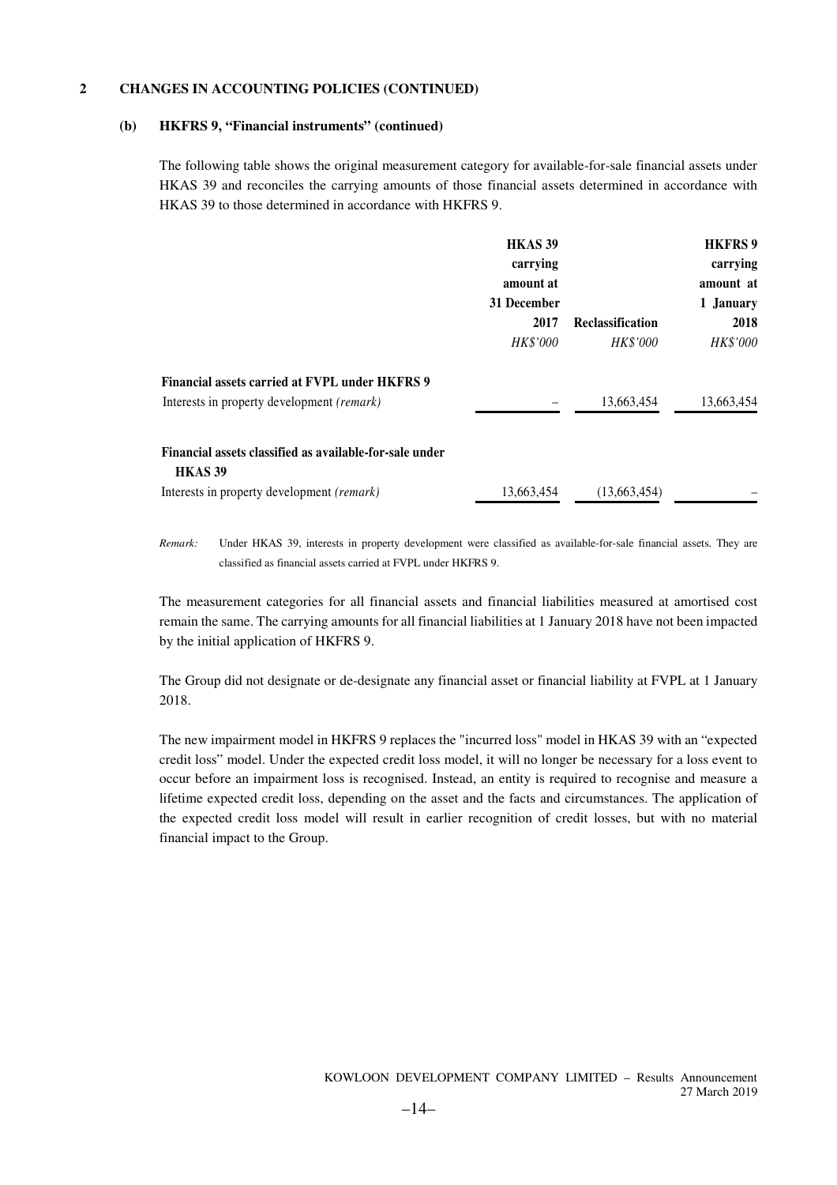## 2 CHANGES IN ACCOUNTING POLICIES (CONTINUED)

### (b) HKFRS 9, "Financial instruments" (continued)

The following table shows the original measurement category for available-for-sale financial assets under HKAS 39 and reconciles the carrying amounts of those financial assets determined in accordance with HKAS 39 to those determined in accordance with HKFRS 9.

| | HKAS 39 carrying amount at 31 December 2017 | Reclassification | HKFRS 9 carrying amount at 1 January 2018 |
|---|---|---|---|
| | *HK$'000* | *HK$'000* | *HK$'000* |
| **Financial assets carried at FVPL under HKFRS 9** | | | |
| Interests in property development *(remark)* | – | 13,663,454 | 13,663,454 |
| **Financial assets classified as available-for-sale under HKAS 39** | | | |
| Interests in property development *(remark)* | 13,663,454 | (13,663,454) | – |

*Remark:* Under HKAS 39, interests in property development were classified as available-for-sale financial assets. They are classified as financial assets carried at FVPL under HKFRS 9.

The measurement categories for all financial assets and financial liabilities measured at amortised cost remain the same. The carrying amounts for all financial liabilities at 1 January 2018 have not been impacted by the initial application of HKFRS 9.

The Group did not designate or de-designate any financial asset or financial liability at FVPL at 1 January 2018.

The new impairment model in HKFRS 9 replaces the "incurred loss" model in HKAS 39 with an "expected credit loss" model. Under the expected credit loss model, it will no longer be necessary for a loss event to occur before an impairment loss is recognised. Instead, an entity is required to recognise and measure a lifetime expected credit loss, depending on the asset and the facts and circumstances. The application of the expected credit loss model will result in earlier recognition of credit losses, but with no material financial impact to the Group.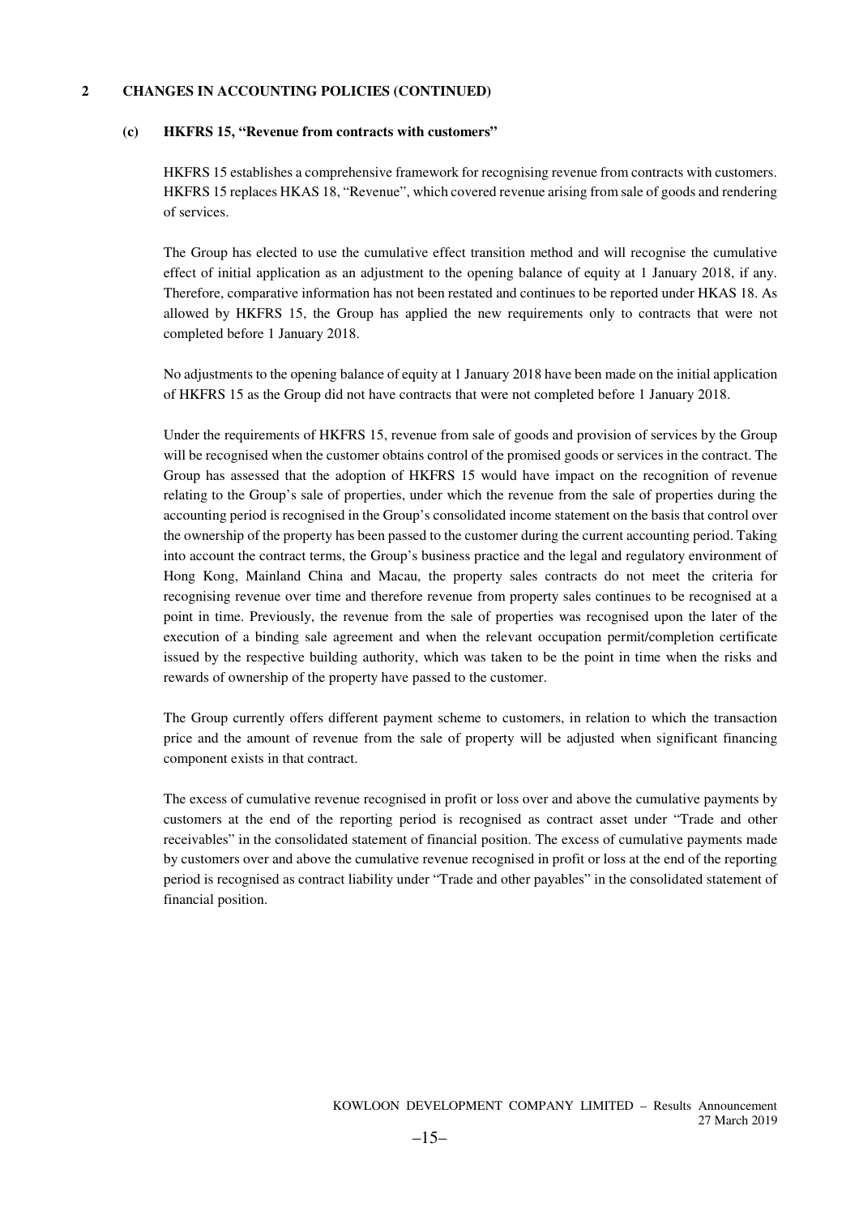## 2 CHANGES IN ACCOUNTING POLICIES (CONTINUED)

### (c) HKFRS 15, "Revenue from contracts with customers"

HKFRS 15 establishes a comprehensive framework for recognising revenue from contracts with customers. HKFRS 15 replaces HKAS 18, "Revenue", which covered revenue arising from sale of goods and rendering of services.

The Group has elected to use the cumulative effect transition method and will recognise the cumulative effect of initial application as an adjustment to the opening balance of equity at 1 January 2018, if any. Therefore, comparative information has not been restated and continues to be reported under HKAS 18. As allowed by HKFRS 15, the Group has applied the new requirements only to contracts that were not completed before 1 January 2018.

No adjustments to the opening balance of equity at 1 January 2018 have been made on the initial application of HKFRS 15 as the Group did not have contracts that were not completed before 1 January 2018.

Under the requirements of HKFRS 15, revenue from sale of goods and provision of services by the Group will be recognised when the customer obtains control of the promised goods or services in the contract. The Group has assessed that the adoption of HKFRS 15 would have impact on the recognition of revenue relating to the Group's sale of properties, under which the revenue from the sale of properties during the accounting period is recognised in the Group's consolidated income statement on the basis that control over the ownership of the property has been passed to the customer during the current accounting period. Taking into account the contract terms, the Group's business practice and the legal and regulatory environment of Hong Kong, Mainland China and Macau, the property sales contracts do not meet the criteria for recognising revenue over time and therefore revenue from property sales continues to be recognised at a point in time. Previously, the revenue from the sale of properties was recognised upon the later of the execution of a binding sale agreement and when the relevant occupation permit/completion certificate issued by the respective building authority, which was taken to be the point in time when the risks and rewards of ownership of the property have passed to the customer.

The Group currently offers different payment scheme to customers, in relation to which the transaction price and the amount of revenue from the sale of property will be adjusted when significant financing component exists in that contract.

The excess of cumulative revenue recognised in profit or loss over and above the cumulative payments by customers at the end of the reporting period is recognised as contract asset under "Trade and other receivables" in the consolidated statement of financial position. The excess of cumulative payments made by customers over and above the cumulative revenue recognised in profit or loss at the end of the reporting period is recognised as contract liability under "Trade and other payables" in the consolidated statement of financial position.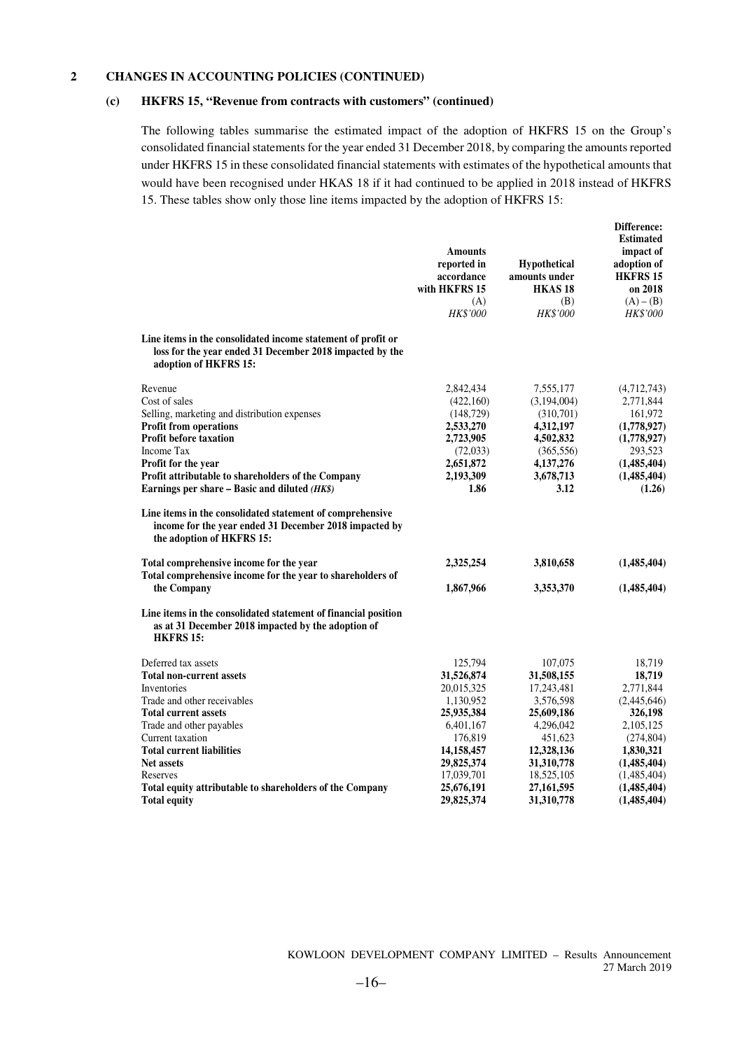## 2 CHANGES IN ACCOUNTING POLICIES (CONTINUED)

### (c) HKFRS 15, "Revenue from contracts with customers" (continued)

The following tables summarise the estimated impact of the adoption of HKFRS 15 on the Group's consolidated financial statements for the year ended 31 December 2018, by comparing the amounts reported under HKFRS 15 in these consolidated financial statements with estimates of the hypothetical amounts that would have been recognised under HKAS 18 if it had continued to be applied in 2018 instead of HKFRS 15. These tables show only those line items impacted by the adoption of HKFRS 15:

| | Amounts reported in accordance with HKFRS 15 (A) *HK$'000* | Hypothetical amounts under HKAS 18 (B) *HK$'000* | Difference: Estimated impact of adoption of HKFRS 15 on 2018 (A) – (B) *HK$'000* |
|---|---|---|---|
| **Line items in the consolidated income statement of profit or loss for the year ended 31 December 2018 impacted by the adoption of HKFRS 15:** | | | |
| Revenue | 2,842,434 | 7,555,177 | (4,712,743) |
| Cost of sales | (422,160) | (3,194,004) | 2,771,844 |
| Selling, marketing and distribution expenses | (148,729) | (310,701) | 161,972 |
| **Profit from operations** | **2,533,270** | **4,312,197** | **(1,778,927)** |
| **Profit before taxation** | **2,723,905** | **4,502,832** | **(1,778,927)** |
| Income Tax | (72,033) | (365,556) | 293,523 |
| **Profit for the year** | **2,651,872** | **4,137,276** | **(1,485,404)** |
| **Profit attributable to shareholders of the Company** | **2,193,309** | **3,678,713** | **(1,485,404)** |
| **Earnings per share – Basic and diluted *(HK$)*** | **1.86** | **3.12** | **(1.26)** |
| **Line items in the consolidated statement of comprehensive income for the year ended 31 December 2018 impacted by the adoption of HKFRS 15:** | | | |
| **Total comprehensive income for the year** | **2,325,254** | **3,810,658** | **(1,485,404)** |
| **Total comprehensive income for the year to shareholders of the Company** | **1,867,966** | **3,353,370** | **(1,485,404)** |
| **Line items in the consolidated statement of financial position as at 31 December 2018 impacted by the adoption of HKFRS 15:** | | | |
| Deferred tax assets | 125,794 | 107,075 | 18,719 |
| **Total non-current assets** | **31,526,874** | **31,508,155** | **18,719** |
| Inventories | 20,015,325 | 17,243,481 | 2,771,844 |
| Trade and other receivables | 1,130,952 | 3,576,598 | (2,445,646) |
| **Total current assets** | **25,935,384** | **25,609,186** | **326,198** |
| Trade and other payables | 6,401,167 | 4,296,042 | 2,105,125 |
| Current taxation | 176,819 | 451,623 | (274,804) |
| **Total current liabilities** | **14,158,457** | **12,328,136** | **1,830,321** |
| **Net assets** | **29,825,374** | **31,310,778** | **(1,485,404)** |
| Reserves | 17,039,701 | 18,525,105 | (1,485,404) |
| **Total equity attributable to shareholders of the Company** | **25,676,191** | **27,161,595** | **(1,485,404)** |
| **Total equity** | **29,825,374** | **31,310,778** | **(1,485,404)** |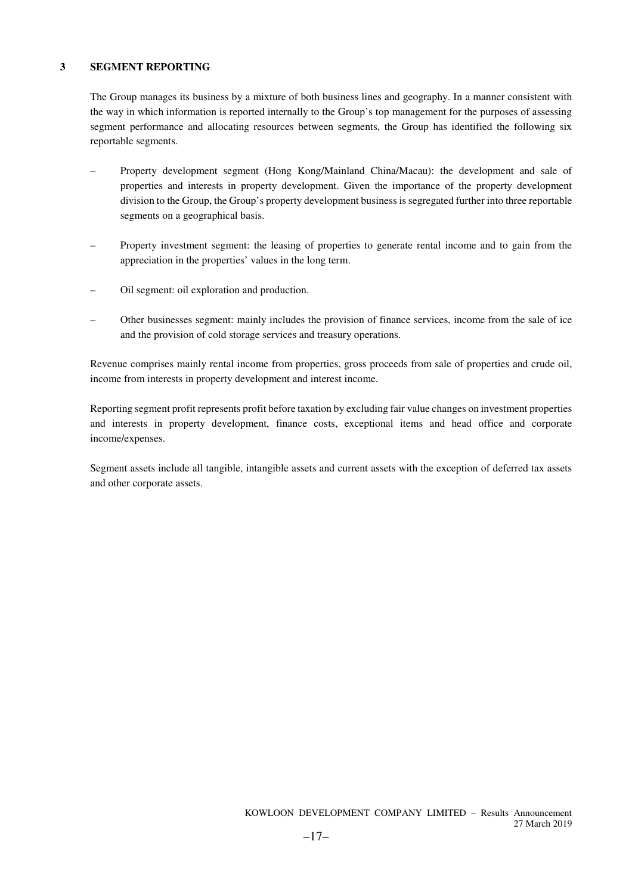## 3 SEGMENT REPORTING

The Group manages its business by a mixture of both business lines and geography. In a manner consistent with the way in which information is reported internally to the Group's top management for the purposes of assessing segment performance and allocating resources between segments, the Group has identified the following six reportable segments.

– Property development segment (Hong Kong/Mainland China/Macau): the development and sale of properties and interests in property development. Given the importance of the property development division to the Group, the Group's property development business is segregated further into three reportable segments on a geographical basis.

– Property investment segment: the leasing of properties to generate rental income and to gain from the appreciation in the properties' values in the long term.

– Oil segment: oil exploration and production.

– Other businesses segment: mainly includes the provision of finance services, income from the sale of ice and the provision of cold storage services and treasury operations.

Revenue comprises mainly rental income from properties, gross proceeds from sale of properties and crude oil, income from interests in property development and interest income.

Reporting segment profit represents profit before taxation by excluding fair value changes on investment properties and interests in property development, finance costs, exceptional items and head office and corporate income/expenses.

Segment assets include all tangible, intangible assets and current assets with the exception of deferred tax assets and other corporate assets.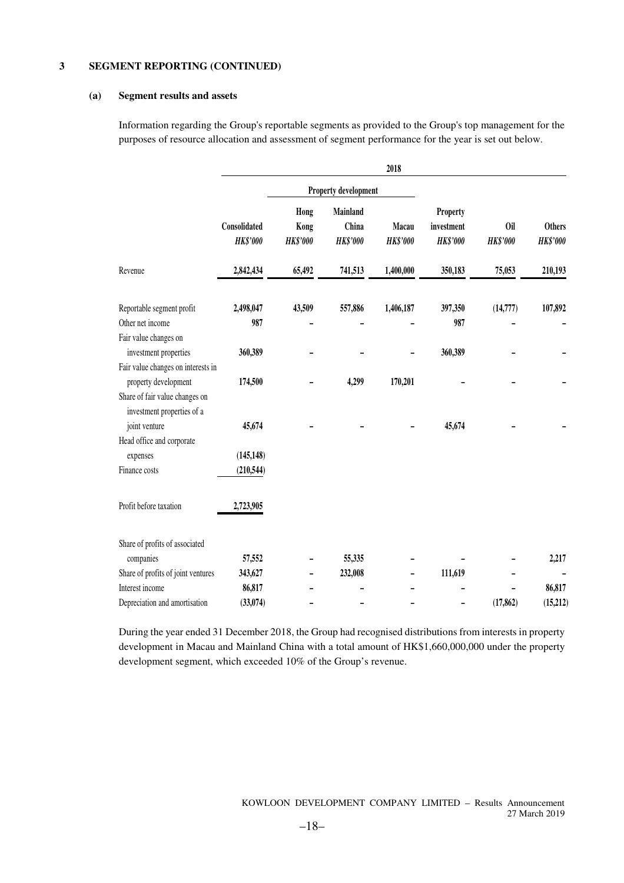## 3 SEGMENT REPORTING (CONTINUED)

### (a) Segment results and assets

Information regarding the Group's reportable segments as provided to the Group's top management for the purposes of resource allocation and assessment of segment performance for the year is set out below.

| | 2018 | | | | | | |
|---|---|---|---|---|---|---|---|
| | | Property development | | | | | |
| | Consolidated | Hong Kong | Mainland China | Macau | Property investment | Oil | Others |
| | *HK$'000* | *HK$'000* | *HK$'000* | *HK$'000* | *HK$'000* | *HK$'000* | *HK$'000* |
| Revenue | 2,842,434 | 65,492 | 741,513 | 1,400,000 | 350,183 | 75,053 | 210,193 |
| Reportable segment profit | 2,498,047 | 43,509 | 557,886 | 1,406,187 | 397,350 | (14,777) | 107,892 |
| Other net income | 987 | – | – | – | 987 | – | – |
| Fair value changes on investment properties | 360,389 | – | – | – | 360,389 | – | – |
| Fair value changes on interests in property development | 174,500 | – | 4,299 | 170,201 | – | – | – |
| Share of fair value changes on investment properties of a joint venture | 45,674 | – | – | – | 45,674 | – | – |
| Head office and corporate expenses | (145,148) | | | | | | |
| Finance costs | (210,544) | | | | | | |
| Profit before taxation | 2,723,905 | | | | | | |
| Share of profits of associated companies | 57,552 | – | 55,335 | – | – | – | 2,217 |
| Share of profits of joint ventures | 343,627 | – | 232,008 | – | 111,619 | – | – |
| Interest income | 86,817 | – | – | – | – | – | 86,817 |
| Depreciation and amortisation | (33,074) | – | – | – | – | (17,862) | (15,212) |

During the year ended 31 December 2018, the Group had recognised distributions from interests in property development in Macau and Mainland China with a total amount of HK$1,660,000,000 under the property development segment, which exceeded 10% of the Group's revenue.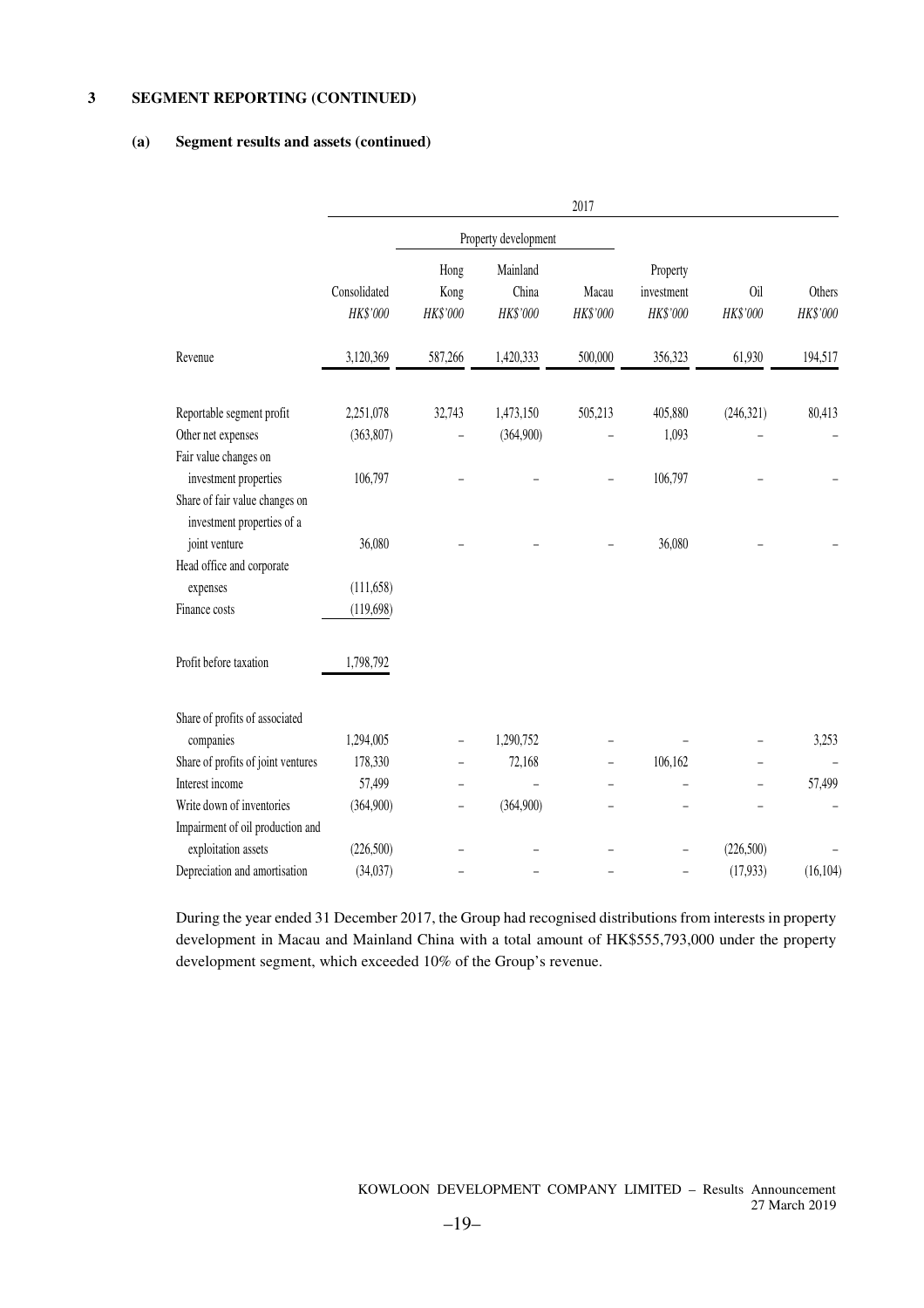### 3 SEGMENT REPORTING (CONTINUED)

#### (a) Segment results and assets (continued)

| | 2017 | | | | | | |
|---|---|---|---|---|---|---|---|
| | | Property development | | | | | |
| | Consolidated | Hong Kong | Mainland China | Macau | Property investment | Oil | Others |
| | *HK$'000* | *HK$'000* | *HK$'000* | *HK$'000* | *HK$'000* | *HK$'000* | *HK$'000* |
| Revenue | 3,120,369 | 587,266 | 1,420,333 | 500,000 | 356,323 | 61,930 | 194,517 |
| Reportable segment profit | 2,251,078 | 32,743 | 1,473,150 | 505,213 | 405,880 | (246,321) | 80,413 |
| Other net expenses | (363,807) | – | (364,900) | – | 1,093 | – | – |
| Fair value changes on investment properties | 106,797 | – | – | – | 106,797 | – | – |
| Share of fair value changes on investment properties of a joint venture | 36,080 | – | – | – | 36,080 | – | – |
| Head office and corporate expenses | (111,658) | | | | | | |
| Finance costs | (119,698) | | | | | | |
| Profit before taxation | 1,798,792 | | | | | | |
| Share of profits of associated companies | 1,294,005 | – | 1,290,752 | – | – | – | 3,253 |
| Share of profits of joint ventures | 178,330 | – | 72,168 | – | 106,162 | – | – |
| Interest income | 57,499 | – | – | – | – | – | 57,499 |
| Write down of inventories | (364,900) | – | (364,900) | – | – | – | – |
| Impairment of oil production and exploitation assets | (226,500) | – | – | – | – | (226,500) | – |
| Depreciation and amortisation | (34,037) | – | – | – | – | (17,933) | (16,104) |

During the year ended 31 December 2017, the Group had recognised distributions from interests in property development in Macau and Mainland China with a total amount of HK$555,793,000 under the property development segment, which exceeded 10% of the Group's revenue.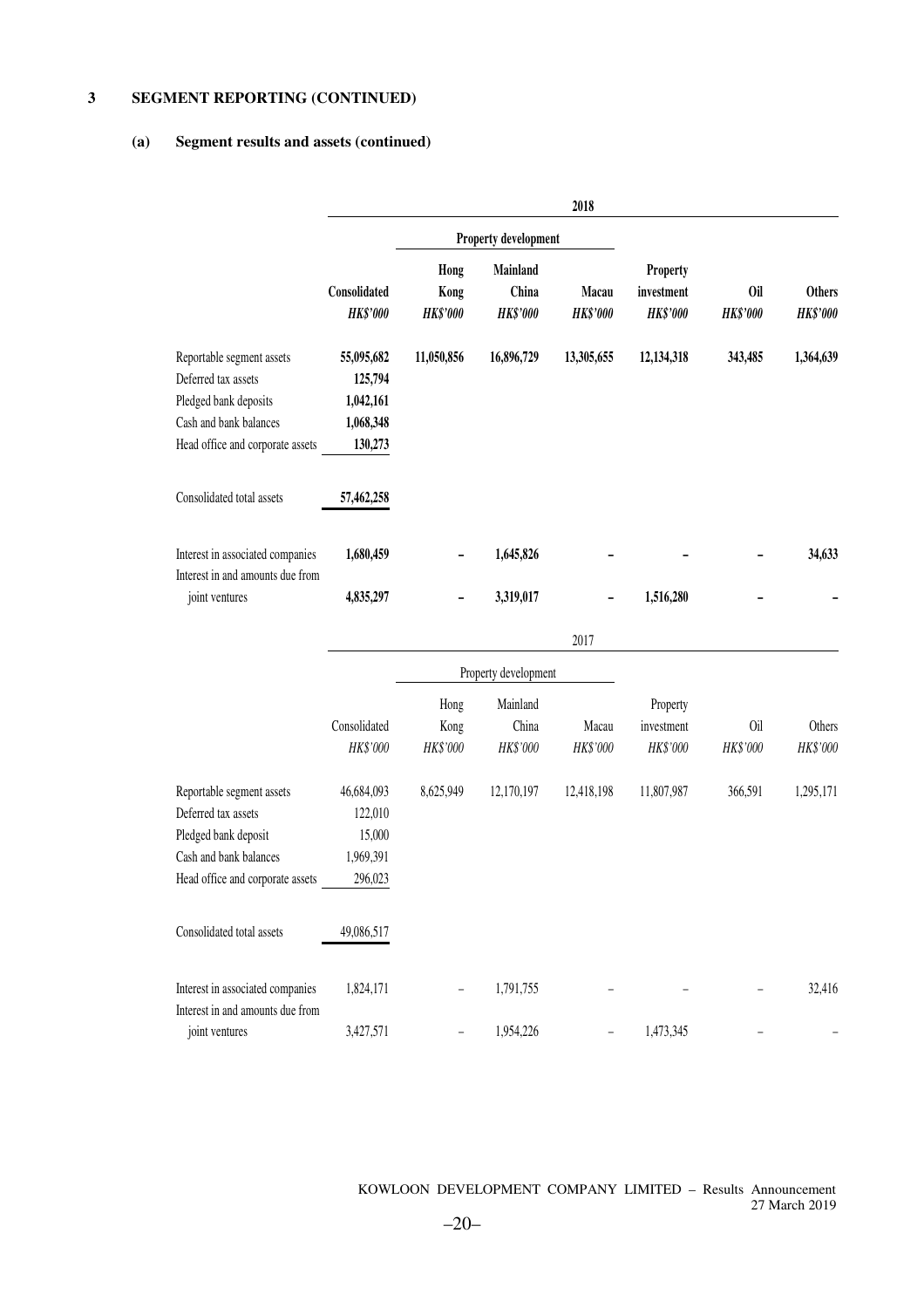## 3 SEGMENT REPORTING (CONTINUED)

### (a) Segment results and assets (continued)

| | **2018** | | | | | | |
|---|---|---|---|---|---|---|---|
| | | **Property development** | | | | | |
| | **Consolidated** | **Hong Kong** | **Mainland China** | **Macau** | **Property investment** | **Oil** | **Others** |
| | ***HK$'000*** | ***HK$'000*** | ***HK$'000*** | ***HK$'000*** | ***HK$'000*** | ***HK$'000*** | ***HK$'000*** |
| Reportable segment assets | **55,095,682** | **11,050,856** | **16,896,729** | **13,305,655** | **12,134,318** | **343,485** | **1,364,639** |
| Deferred tax assets | **125,794** | | | | | | |
| Pledged bank deposits | **1,042,161** | | | | | | |
| Cash and bank balances | **1,068,348** | | | | | | |
| Head office and corporate assets | **130,273** | | | | | | |
| Consolidated total assets | **57,462,258** | | | | | | |
| Interest in associated companies | **1,680,459** | **–** | **1,645,826** | **–** | **–** | **–** | **34,633** |
| Interest in and amounts due from joint ventures | **4,835,297** | **–** | **3,319,017** | **–** | **1,516,280** | **–** | **–** |

| | 2017 | | | | | | |
|---|---|---|---|---|---|---|---|
| | | Property development | | | | | |
| | Consolidated | Hong Kong | Mainland China | Macau | Property investment | Oil | Others |
| | *HK$'000* | *HK$'000* | *HK$'000* | *HK$'000* | *HK$'000* | *HK$'000* | *HK$'000* |
| Reportable segment assets | 46,684,093 | 8,625,949 | 12,170,197 | 12,418,198 | 11,807,987 | 366,591 | 1,295,171 |
| Deferred tax assets | 122,010 | | | | | | |
| Pledged bank deposit | 15,000 | | | | | | |
| Cash and bank balances | 1,969,391 | | | | | | |
| Head office and corporate assets | 296,023 | | | | | | |
| Consolidated total assets | 49,086,517 | | | | | | |
| Interest in associated companies | 1,824,171 | – | 1,791,755 | – | – | – | 32,416 |
| Interest in and amounts due from joint ventures | 3,427,571 | – | 1,954,226 | – | 1,473,345 | – | – |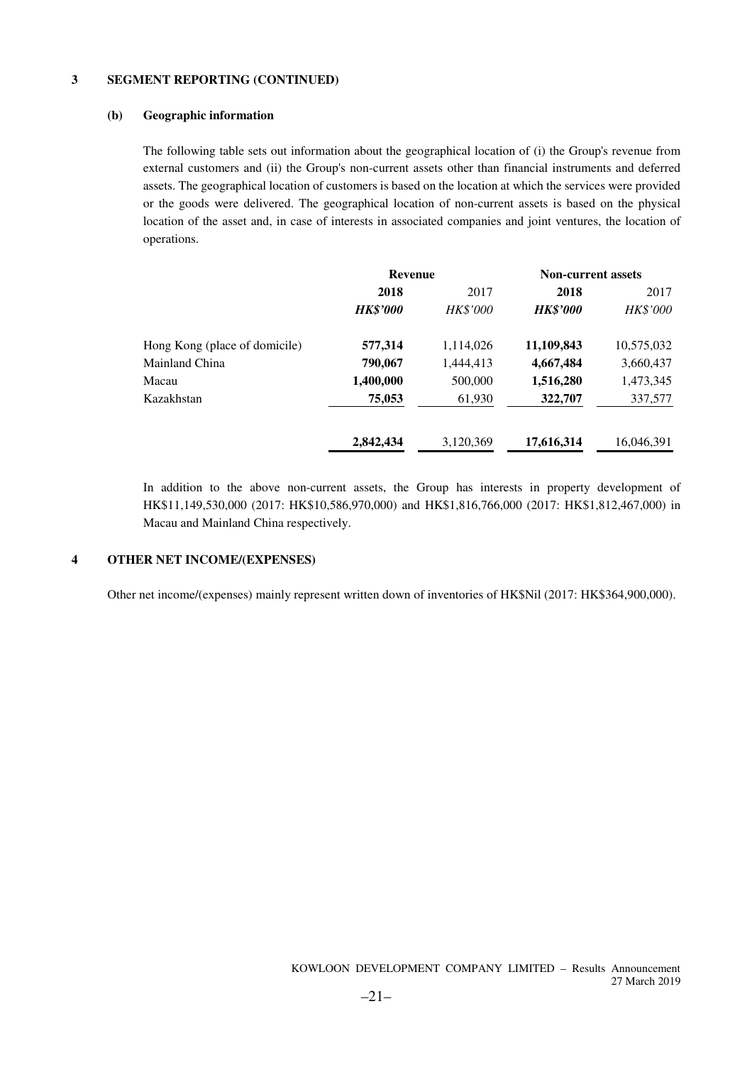## 3 SEGMENT REPORTING (CONTINUED)

### (b) Geographic information

The following table sets out information about the geographical location of (i) the Group's revenue from external customers and (ii) the Group's non-current assets other than financial instruments and deferred assets. The geographical location of customers is based on the location at which the services were provided or the goods were delivered. The geographical location of non-current assets is based on the physical location of the asset and, in case of interests in associated companies and joint ventures, the location of operations.

| | **Revenue** | | **Non-current assets** | |
|---|---|---|---|---|
| | **2018** | 2017 | **2018** | 2017 |
| | ***HK$'000*** | *HK$'000* | ***HK$'000*** | *HK$'000* |
| Hong Kong (place of domicile) | **577,314** | 1,114,026 | **11,109,843** | 10,575,032 |
| Mainland China | **790,067** | 1,444,413 | **4,667,484** | 3,660,437 |
| Macau | **1,400,000** | 500,000 | **1,516,280** | 1,473,345 |
| Kazakhstan | **75,053** | 61,930 | **322,707** | 337,577 |
| | **2,842,434** | 3,120,369 | **17,616,314** | 16,046,391 |

In addition to the above non-current assets, the Group has interests in property development of HK$11,149,530,000 (2017: HK$10,586,970,000) and HK$1,816,766,000 (2017: HK$1,812,467,000) in Macau and Mainland China respectively.

## 4 OTHER NET INCOME/(EXPENSES)

Other net income/(expenses) mainly represent written down of inventories of HK$Nil (2017: HK$364,900,000).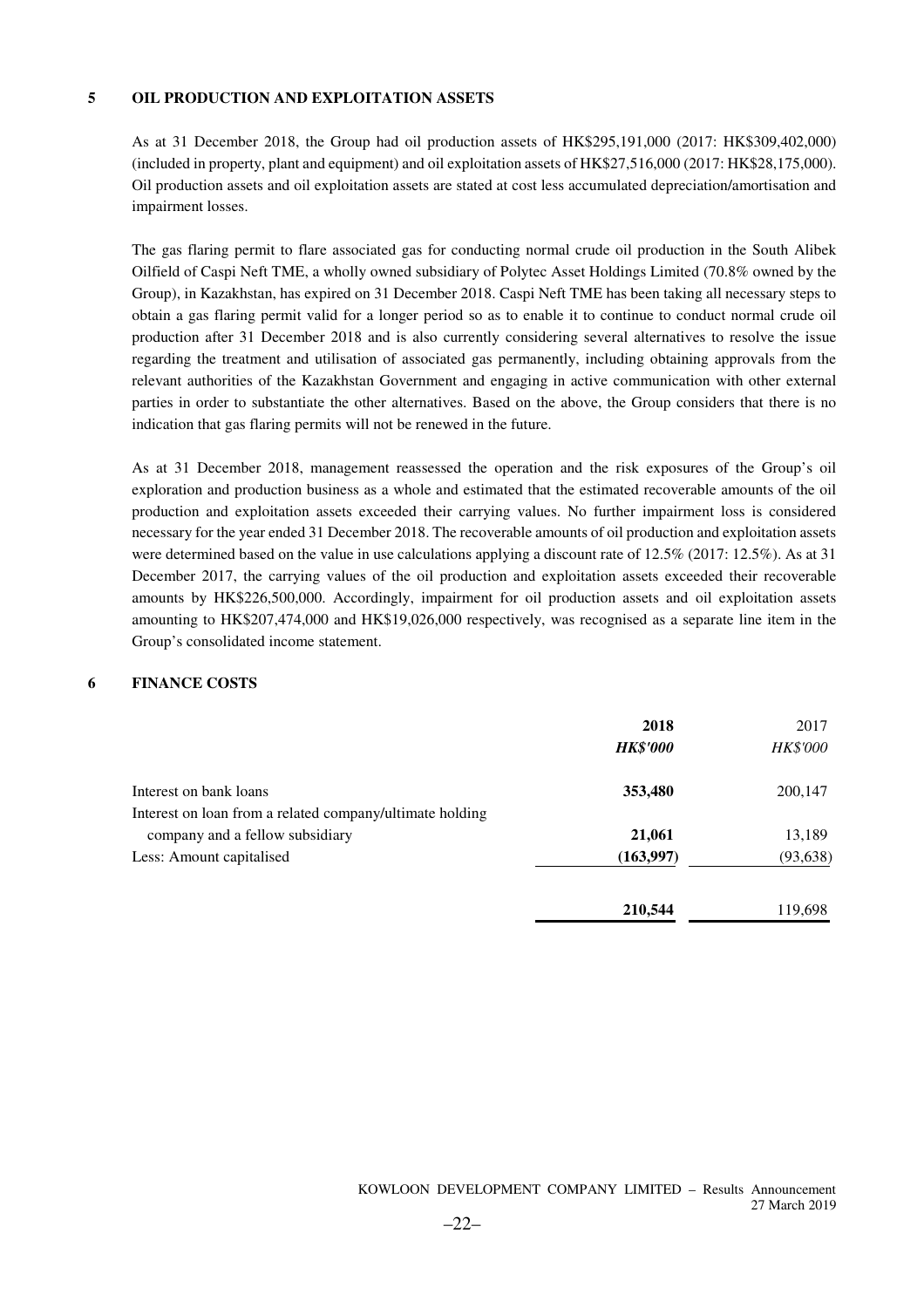## 5 OIL PRODUCTION AND EXPLOITATION ASSETS

As at 31 December 2018, the Group had oil production assets of HK$295,191,000 (2017: HK$309,402,000) (included in property, plant and equipment) and oil exploitation assets of HK$27,516,000 (2017: HK$28,175,000). Oil production assets and oil exploitation assets are stated at cost less accumulated depreciation/amortisation and impairment losses.

The gas flaring permit to flare associated gas for conducting normal crude oil production in the South Alibek Oilfield of Caspi Neft TME, a wholly owned subsidiary of Polytec Asset Holdings Limited (70.8% owned by the Group), in Kazakhstan, has expired on 31 December 2018. Caspi Neft TME has been taking all necessary steps to obtain a gas flaring permit valid for a longer period so as to enable it to continue to conduct normal crude oil production after 31 December 2018 and is also currently considering several alternatives to resolve the issue regarding the treatment and utilisation of associated gas permanently, including obtaining approvals from the relevant authorities of the Kazakhstan Government and engaging in active communication with other external parties in order to substantiate the other alternatives. Based on the above, the Group considers that there is no indication that gas flaring permits will not be renewed in the future.

As at 31 December 2018, management reassessed the operation and the risk exposures of the Group's oil exploration and production business as a whole and estimated that the estimated recoverable amounts of the oil production and exploitation assets exceeded their carrying values. No further impairment loss is considered necessary for the year ended 31 December 2018. The recoverable amounts of oil production and exploitation assets were determined based on the value in use calculations applying a discount rate of 12.5% (2017: 12.5%). As at 31 December 2017, the carrying values of the oil production and exploitation assets exceeded their recoverable amounts by HK$226,500,000. Accordingly, impairment for oil production assets and oil exploitation assets amounting to HK$207,474,000 and HK$19,026,000 respectively, was recognised as a separate line item in the Group's consolidated income statement.

## 6 FINANCE COSTS

| | **2018** | 2017 |
|---|---|---|
| | ***HK$'000*** | *HK$'000* |
| Interest on bank loans | **353,480** | 200,147 |
| Interest on loan from a related company/ultimate holding company and a fellow subsidiary | **21,061** | 13,189 |
| Less: Amount capitalised | **(163,997)** | (93,638) |
| | **210,544** | 119,698 |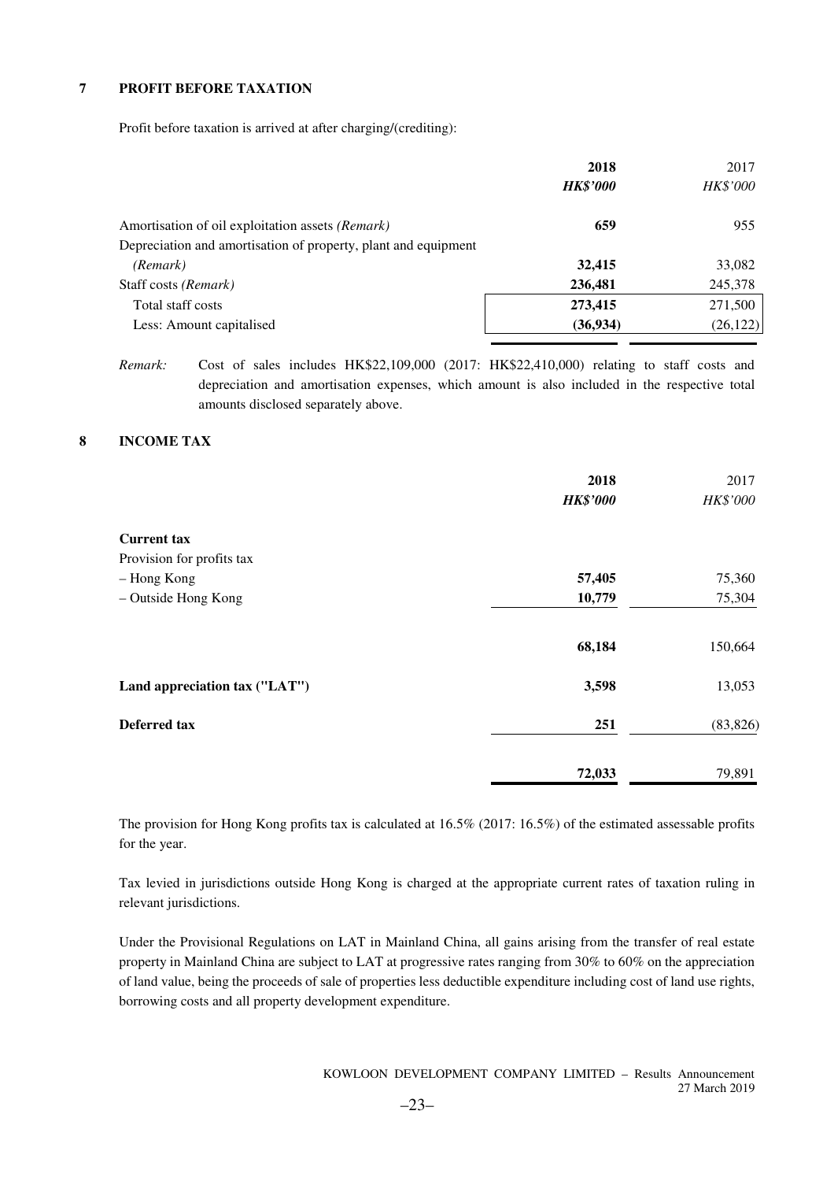## 7 PROFIT BEFORE TAXATION

Profit before taxation is arrived at after charging/(crediting):

| | **2018** | 2017 |
|---|---|---|
| | ***HK$'000*** | *HK$'000* |
| Amortisation of oil exploitation assets *(Remark)* | **659** | 955 |
| Depreciation and amortisation of property, plant and equipment *(Remark)* | **32,415** | 33,082 |
| Staff costs *(Remark)* | **236,481** | 245,378 |
| Total staff costs | **273,415** | 271,500 |
| Less: Amount capitalised | **(36,934)** | (26,122) |

*Remark:* Cost of sales includes HK$22,109,000 (2017: HK$22,410,000) relating to staff costs and depreciation and amortisation expenses, which amount is also included in the respective total amounts disclosed separately above.

## 8 INCOME TAX

| | **2018** | 2017 |
|---|---|---|
| | ***HK$'000*** | *HK$'000* |
| **Current tax** | | |
| Provision for profits tax | | |
| – Hong Kong | **57,405** | 75,360 |
| – Outside Hong Kong | **10,779** | 75,304 |
| | **68,184** | 150,664 |
| **Land appreciation tax ("LAT")** | **3,598** | 13,053 |
| **Deferred tax** | **251** | (83,826) |
| | **72,033** | 79,891 |

The provision for Hong Kong profits tax is calculated at 16.5% (2017: 16.5%) of the estimated assessable profits for the year.

Tax levied in jurisdictions outside Hong Kong is charged at the appropriate current rates of taxation ruling in relevant jurisdictions.

Under the Provisional Regulations on LAT in Mainland China, all gains arising from the transfer of real estate property in Mainland China are subject to LAT at progressive rates ranging from 30% to 60% on the appreciation of land value, being the proceeds of sale of properties less deductible expenditure including cost of land use rights, borrowing costs and all property development expenditure.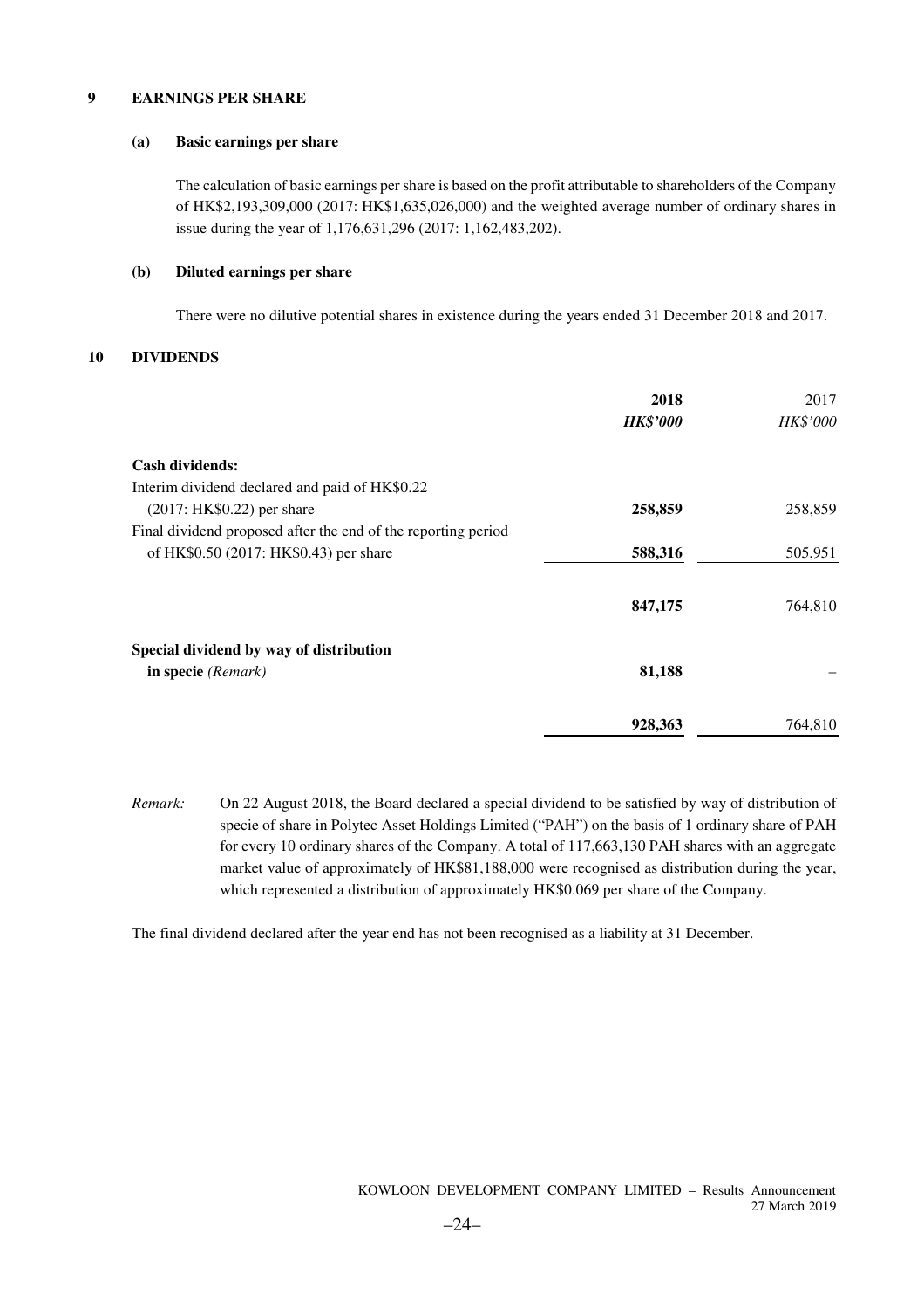## 9 EARNINGS PER SHARE

### (a) Basic earnings per share

The calculation of basic earnings per share is based on the profit attributable to shareholders of the Company of HK$2,193,309,000 (2017: HK$1,635,026,000) and the weighted average number of ordinary shares in issue during the year of 1,176,631,296 (2017: 1,162,483,202).

### (b) Diluted earnings per share

There were no dilutive potential shares in existence during the years ended 31 December 2018 and 2017.

## 10 DIVIDENDS

| | **2018** | 2017 |
|---|---|---|
| | ***HK$'000*** | *HK$'000* |
| **Cash dividends:** | | |
| Interim dividend declared and paid of HK$0.22 (2017: HK$0.22) per share | **258,859** | 258,859 |
| Final dividend proposed after the end of the reporting period of HK$0.50 (2017: HK$0.43) per share | **588,316** | 505,951 |
| | **847,175** | 764,810 |
| **Special dividend by way of distribution in specie** *(Remark)* | **81,188** | – |
| | **928,363** | 764,810 |

*Remark:* On 22 August 2018, the Board declared a special dividend to be satisfied by way of distribution of specie of share in Polytec Asset Holdings Limited ("PAH") on the basis of 1 ordinary share of PAH for every 10 ordinary shares of the Company. A total of 117,663,130 PAH shares with an aggregate market value of approximately of HK$81,188,000 were recognised as distribution during the year, which represented a distribution of approximately HK$0.069 per share of the Company.

The final dividend declared after the year end has not been recognised as a liability at 31 December.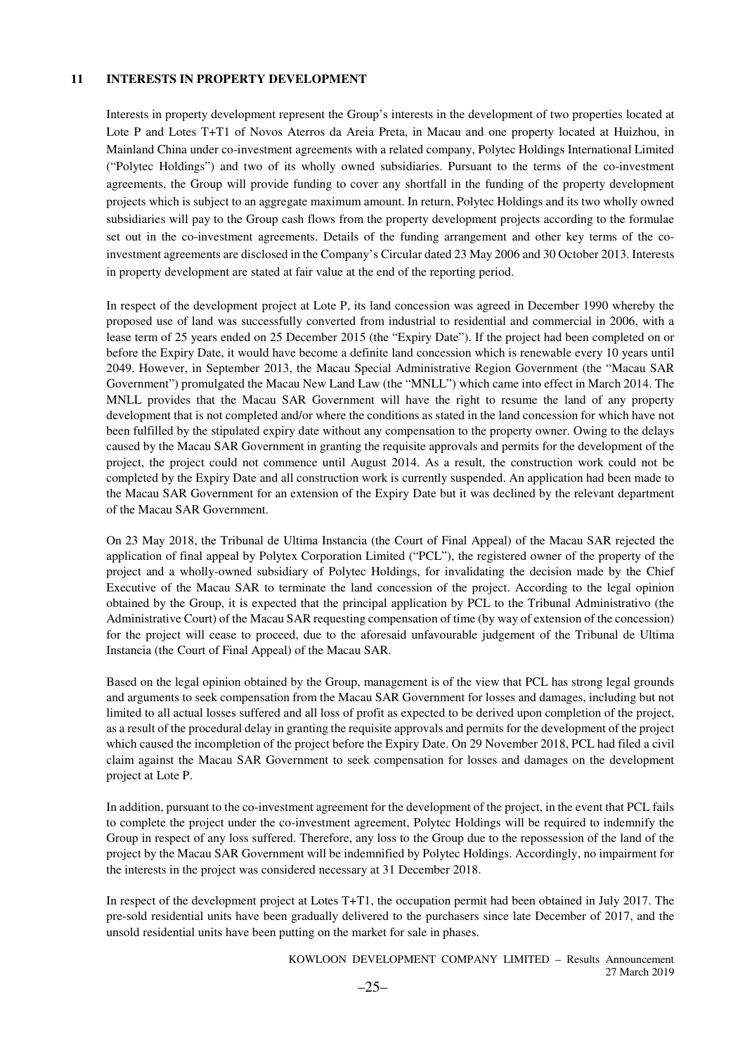## 11 INTERESTS IN PROPERTY DEVELOPMENT

Interests in property development represent the Group's interests in the development of two properties located at Lote P and Lotes T+T1 of Novos Aterros da Areia Preta, in Macau and one property located at Huizhou, in Mainland China under co-investment agreements with a related company, Polytec Holdings International Limited ("Polytec Holdings") and two of its wholly owned subsidiaries. Pursuant to the terms of the co-investment agreements, the Group will provide funding to cover any shortfall in the funding of the property development projects which is subject to an aggregate maximum amount. In return, Polytec Holdings and its two wholly owned subsidiaries will pay to the Group cash flows from the property development projects according to the formulae set out in the co-investment agreements. Details of the funding arrangement and other key terms of the co-investment agreements are disclosed in the Company's Circular dated 23 May 2006 and 30 October 2013. Interests in property development are stated at fair value at the end of the reporting period.

In respect of the development project at Lote P, its land concession was agreed in December 1990 whereby the proposed use of land was successfully converted from industrial to residential and commercial in 2006, with a lease term of 25 years ended on 25 December 2015 (the "Expiry Date"). If the project had been completed on or before the Expiry Date, it would have become a definite land concession which is renewable every 10 years until 2049. However, in September 2013, the Macau Special Administrative Region Government (the "Macau SAR Government") promulgated the Macau New Land Law (the "MNLL") which came into effect in March 2014. The MNLL provides that the Macau SAR Government will have the right to resume the land of any property development that is not completed and/or where the conditions as stated in the land concession for which have not been fulfilled by the stipulated expiry date without any compensation to the property owner. Owing to the delays caused by the Macau SAR Government in granting the requisite approvals and permits for the development of the project, the project could not commence until August 2014. As a result, the construction work could not be completed by the Expiry Date and all construction work is currently suspended. An application had been made to the Macau SAR Government for an extension of the Expiry Date but it was declined by the relevant department of the Macau SAR Government.

On 23 May 2018, the Tribunal de Ultima Instancia (the Court of Final Appeal) of the Macau SAR rejected the application of final appeal by Polytex Corporation Limited ("PCL"), the registered owner of the property of the project and a wholly-owned subsidiary of Polytec Holdings, for invalidating the decision made by the Chief Executive of the Macau SAR to terminate the land concession of the project. According to the legal opinion obtained by the Group, it is expected that the principal application by PCL to the Tribunal Administrativo (the Administrative Court) of the Macau SAR requesting compensation of time (by way of extension of the concession) for the project will cease to proceed, due to the aforesaid unfavourable judgement of the Tribunal de Ultima Instancia (the Court of Final Appeal) of the Macau SAR.

Based on the legal opinion obtained by the Group, management is of the view that PCL has strong legal grounds and arguments to seek compensation from the Macau SAR Government for losses and damages, including but not limited to all actual losses suffered and all loss of profit as expected to be derived upon completion of the project, as a result of the procedural delay in granting the requisite approvals and permits for the development of the project which caused the incompletion of the project before the Expiry Date. On 29 November 2018, PCL had filed a civil claim against the Macau SAR Government to seek compensation for losses and damages on the development project at Lote P.

In addition, pursuant to the co-investment agreement for the development of the project, in the event that PCL fails to complete the project under the co-investment agreement, Polytec Holdings will be required to indemnify the Group in respect of any loss suffered. Therefore, any loss to the Group due to the repossession of the land of the project by the Macau SAR Government will be indemnified by Polytec Holdings. Accordingly, no impairment for the interests in the project was considered necessary at 31 December 2018.

In respect of the development project at Lotes T+T1, the occupation permit had been obtained in July 2017. The pre-sold residential units have been gradually delivered to the purchasers since late December of 2017, and the unsold residential units have been putting on the market for sale in phases.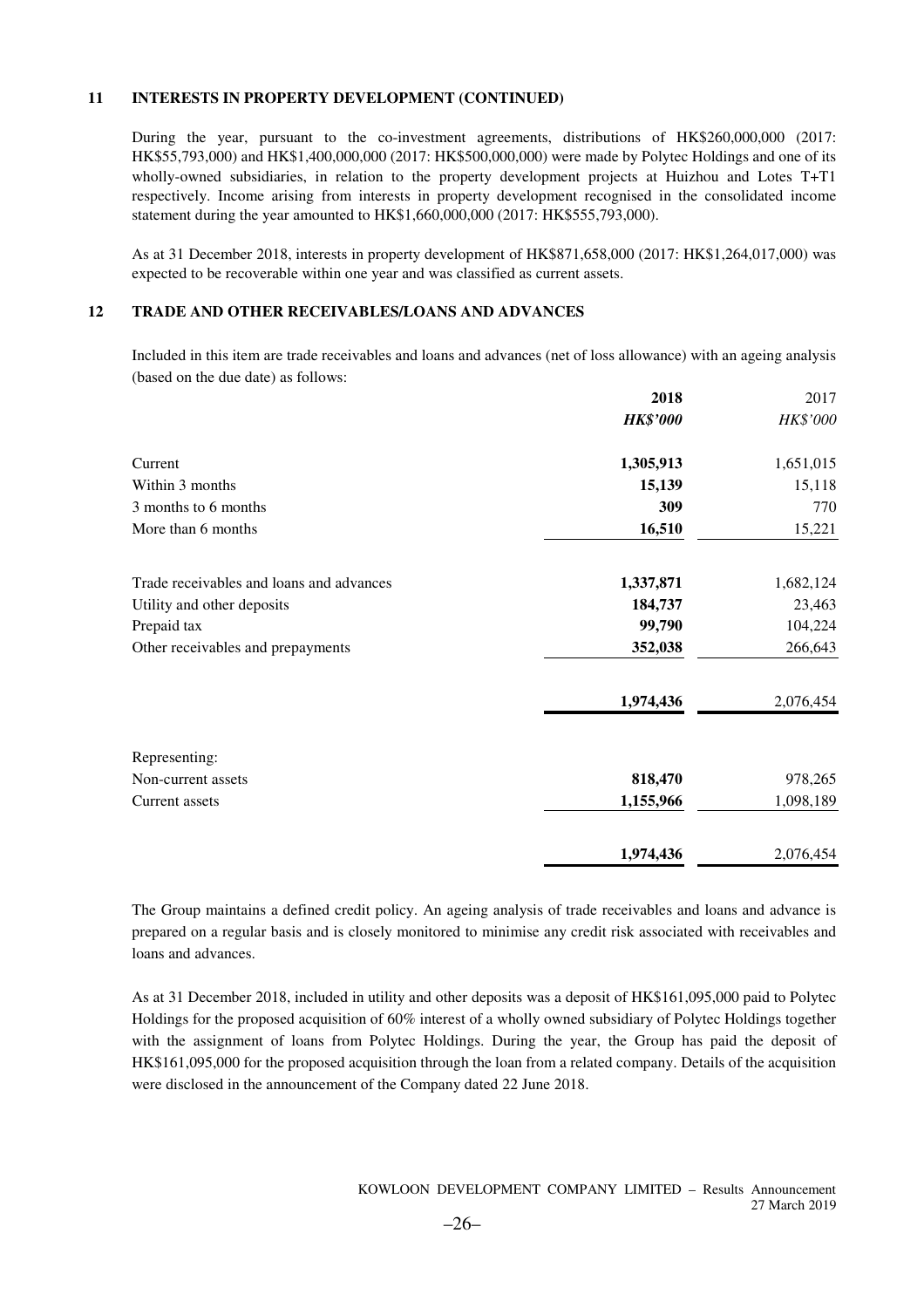## 11 INTERESTS IN PROPERTY DEVELOPMENT (CONTINUED)

During the year, pursuant to the co-investment agreements, distributions of HK$260,000,000 (2017: HK$55,793,000) and HK$1,400,000,000 (2017: HK$500,000,000) were made by Polytec Holdings and one of its wholly-owned subsidiaries, in relation to the property development projects at Huizhou and Lotes T+T1 respectively. Income arising from interests in property development recognised in the consolidated income statement during the year amounted to HK$1,660,000,000 (2017: HK$555,793,000).

As at 31 December 2018, interests in property development of HK$871,658,000 (2017: HK$1,264,017,000) was expected to be recoverable within one year and was classified as current assets.

## 12 TRADE AND OTHER RECEIVABLES/LOANS AND ADVANCES

Included in this item are trade receivables and loans and advances (net of loss allowance) with an ageing analysis (based on the due date) as follows:

| | **2018** | 2017 |
|---|---|---|
| | ***HK$'000*** | *HK$'000* |
| Current | **1,305,913** | 1,651,015 |
| Within 3 months | **15,139** | 15,118 |
| 3 months to 6 months | **309** | 770 |
| More than 6 months | **16,510** | 15,221 |
| Trade receivables and loans and advances | **1,337,871** | 1,682,124 |
| Utility and other deposits | **184,737** | 23,463 |
| Prepaid tax | **99,790** | 104,224 |
| Other receivables and prepayments | **352,038** | 266,643 |
| | **1,974,436** | 2,076,454 |
| Representing: | | |
| Non-current assets | **818,470** | 978,265 |
| Current assets | **1,155,966** | 1,098,189 |
| | **1,974,436** | 2,076,454 |

The Group maintains a defined credit policy. An ageing analysis of trade receivables and loans and advance is prepared on a regular basis and is closely monitored to minimise any credit risk associated with receivables and loans and advances.

As at 31 December 2018, included in utility and other deposits was a deposit of HK$161,095,000 paid to Polytec Holdings for the proposed acquisition of 60% interest of a wholly owned subsidiary of Polytec Holdings together with the assignment of loans from Polytec Holdings. During the year, the Group has paid the deposit of HK$161,095,000 for the proposed acquisition through the loan from a related company. Details of the acquisition were disclosed in the announcement of the Company dated 22 June 2018.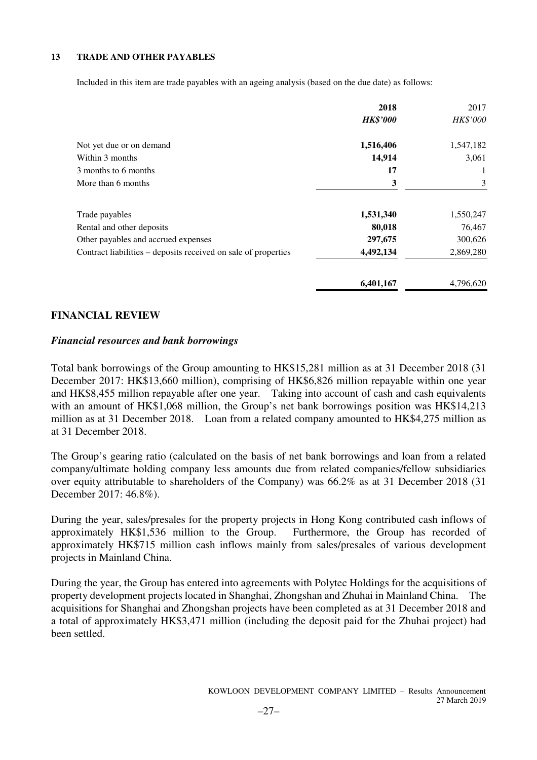### 13 TRADE AND OTHER PAYABLES

Included in this item are trade payables with an ageing analysis (based on the due date) as follows:

| | **2018** | 2017 |
|---|---|---|
| | ***HK$'000*** | *HK$'000* |
| Not yet due or on demand | **1,516,406** | 1,547,182 |
| Within 3 months | **14,914** | 3,061 |
| 3 months to 6 months | **17** | 1 |
| More than 6 months | **3** | 3 |
| Trade payables | **1,531,340** | 1,550,247 |
| Rental and other deposits | **80,018** | 76,467 |
| Other payables and accrued expenses | **297,675** | 300,626 |
| Contract liabilities – deposits received on sale of properties | **4,492,134** | 2,869,280 |
| | **6,401,167** | 4,796,620 |

## FINANCIAL REVIEW

### *Financial resources and bank borrowings*

Total bank borrowings of the Group amounting to HK$15,281 million as at 31 December 2018 (31 December 2017: HK$13,660 million), comprising of HK$6,826 million repayable within one year and HK$8,455 million repayable after one year. Taking into account of cash and cash equivalents with an amount of HK$1,068 million, the Group's net bank borrowings position was HK$14,213 million as at 31 December 2018. Loan from a related company amounted to HK$4,275 million as at 31 December 2018.

The Group's gearing ratio (calculated on the basis of net bank borrowings and loan from a related company/ultimate holding company less amounts due from related companies/fellow subsidiaries over equity attributable to shareholders of the Company) was 66.2% as at 31 December 2018 (31 December 2017: 46.8%).

During the year, sales/presales for the property projects in Hong Kong contributed cash inflows of approximately HK$1,536 million to the Group. Furthermore, the Group has recorded of approximately HK$715 million cash inflows mainly from sales/presales of various development projects in Mainland China.

During the year, the Group has entered into agreements with Polytec Holdings for the acquisitions of property development projects located in Shanghai, Zhongshan and Zhuhai in Mainland China. The acquisitions for Shanghai and Zhongshan projects have been completed as at 31 December 2018 and a total of approximately HK$3,471 million (including the deposit paid for the Zhuhai project) had been settled.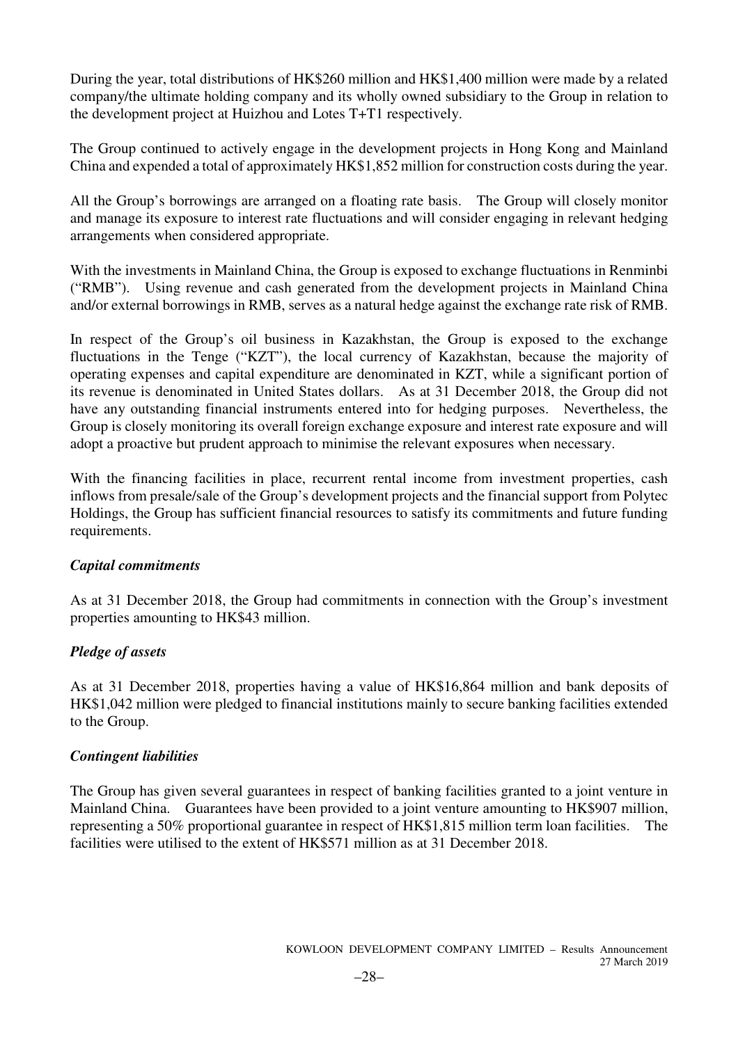During the year, total distributions of HK$260 million and HK$1,400 million were made by a related company/the ultimate holding company and its wholly owned subsidiary to the Group in relation to the development project at Huizhou and Lotes T+T1 respectively.

The Group continued to actively engage in the development projects in Hong Kong and Mainland China and expended a total of approximately HK$1,852 million for construction costs during the year.

All the Group's borrowings are arranged on a floating rate basis. The Group will closely monitor and manage its exposure to interest rate fluctuations and will consider engaging in relevant hedging arrangements when considered appropriate.

With the investments in Mainland China, the Group is exposed to exchange fluctuations in Renminbi ("RMB"). Using revenue and cash generated from the development projects in Mainland China and/or external borrowings in RMB, serves as a natural hedge against the exchange rate risk of RMB.

In respect of the Group's oil business in Kazakhstan, the Group is exposed to the exchange fluctuations in the Tenge ("KZT"), the local currency of Kazakhstan, because the majority of operating expenses and capital expenditure are denominated in KZT, while a significant portion of its revenue is denominated in United States dollars. As at 31 December 2018, the Group did not have any outstanding financial instruments entered into for hedging purposes. Nevertheless, the Group is closely monitoring its overall foreign exchange exposure and interest rate exposure and will adopt a proactive but prudent approach to minimise the relevant exposures when necessary.

With the financing facilities in place, recurrent rental income from investment properties, cash inflows from presale/sale of the Group's development projects and the financial support from Polytec Holdings, the Group has sufficient financial resources to satisfy its commitments and future funding requirements.

***Capital commitments***

As at 31 December 2018, the Group had commitments in connection with the Group's investment properties amounting to HK$43 million.

***Pledge of assets***

As at 31 December 2018, properties having a value of HK$16,864 million and bank deposits of HK$1,042 million were pledged to financial institutions mainly to secure banking facilities extended to the Group.

***Contingent liabilities***

The Group has given several guarantees in respect of banking facilities granted to a joint venture in Mainland China. Guarantees have been provided to a joint venture amounting to HK$907 million, representing a 50% proportional guarantee in respect of HK$1,815 million term loan facilities. The facilities were utilised to the extent of HK$571 million as at 31 December 2018.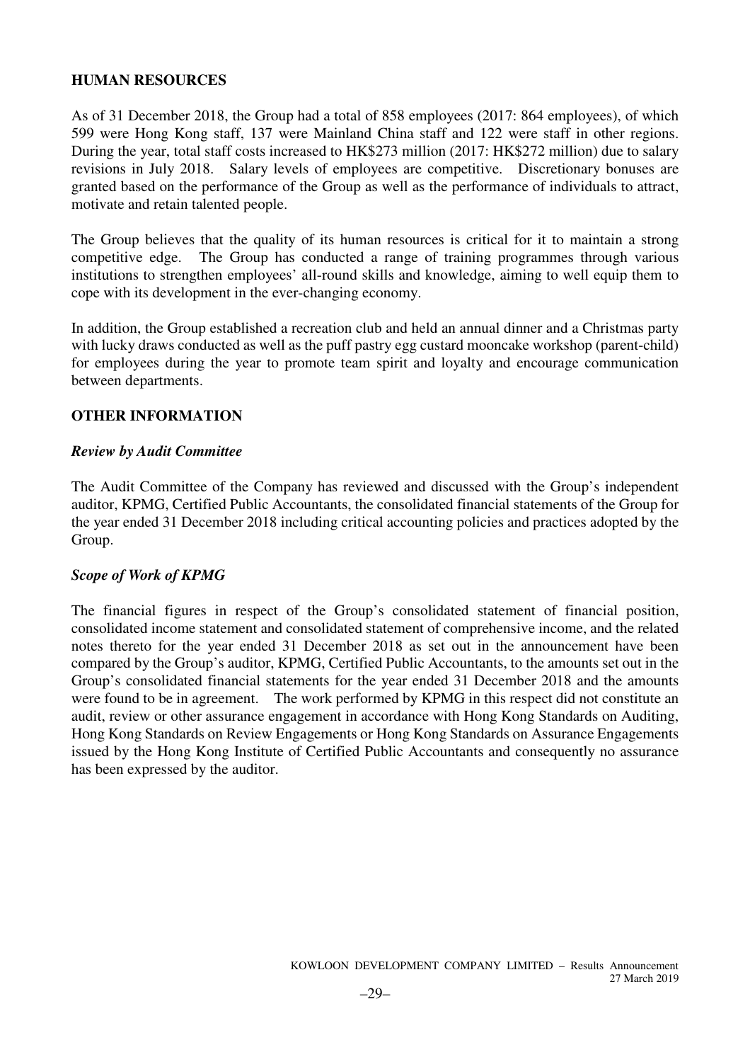## HUMAN RESOURCES

As of 31 December 2018, the Group had a total of 858 employees (2017: 864 employees), of which 599 were Hong Kong staff, 137 were Mainland China staff and 122 were staff in other regions. During the year, total staff costs increased to HK$273 million (2017: HK$272 million) due to salary revisions in July 2018. Salary levels of employees are competitive. Discretionary bonuses are granted based on the performance of the Group as well as the performance of individuals to attract, motivate and retain talented people.

The Group believes that the quality of its human resources is critical for it to maintain a strong competitive edge. The Group has conducted a range of training programmes through various institutions to strengthen employees' all-round skills and knowledge, aiming to well equip them to cope with its development in the ever-changing economy.

In addition, the Group established a recreation club and held an annual dinner and a Christmas party with lucky draws conducted as well as the puff pastry egg custard mooncake workshop (parent-child) for employees during the year to promote team spirit and loyalty and encourage communication between departments.

## OTHER INFORMATION

### *Review by Audit Committee*

The Audit Committee of the Company has reviewed and discussed with the Group's independent auditor, KPMG, Certified Public Accountants, the consolidated financial statements of the Group for the year ended 31 December 2018 including critical accounting policies and practices adopted by the Group.

### *Scope of Work of KPMG*

The financial figures in respect of the Group's consolidated statement of financial position, consolidated income statement and consolidated statement of comprehensive income, and the related notes thereto for the year ended 31 December 2018 as set out in the announcement have been compared by the Group's auditor, KPMG, Certified Public Accountants, to the amounts set out in the Group's consolidated financial statements for the year ended 31 December 2018 and the amounts were found to be in agreement. The work performed by KPMG in this respect did not constitute an audit, review or other assurance engagement in accordance with Hong Kong Standards on Auditing, Hong Kong Standards on Review Engagements or Hong Kong Standards on Assurance Engagements issued by the Hong Kong Institute of Certified Public Accountants and consequently no assurance has been expressed by the auditor.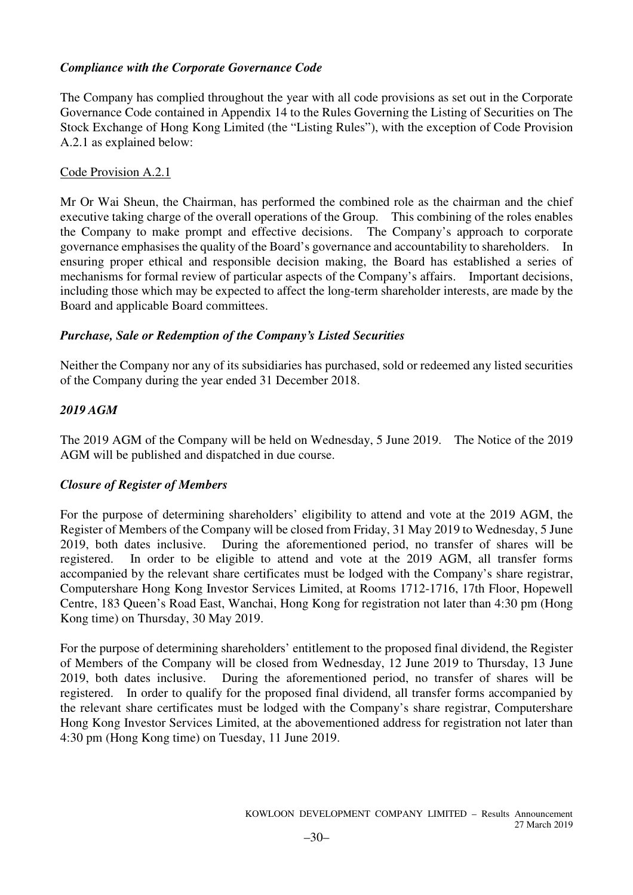### *Compliance with the Corporate Governance Code*

The Company has complied throughout the year with all code provisions as set out in the Corporate Governance Code contained in Appendix 14 to the Rules Governing the Listing of Securities on The Stock Exchange of Hong Kong Limited (the "Listing Rules"), with the exception of Code Provision A.2.1 as explained below:

<u>Code Provision A.2.1</u>

Mr Or Wai Sheun, the Chairman, has performed the combined role as the chairman and the chief executive taking charge of the overall operations of the Group. This combining of the roles enables the Company to make prompt and effective decisions. The Company's approach to corporate governance emphasises the quality of the Board's governance and accountability to shareholders. In ensuring proper ethical and responsible decision making, the Board has established a series of mechanisms for formal review of particular aspects of the Company's affairs. Important decisions, including those which may be expected to affect the long-term shareholder interests, are made by the Board and applicable Board committees.

### *Purchase, Sale or Redemption of the Company's Listed Securities*

Neither the Company nor any of its subsidiaries has purchased, sold or redeemed any listed securities of the Company during the year ended 31 December 2018.

### *2019 AGM*

The 2019 AGM of the Company will be held on Wednesday, 5 June 2019. The Notice of the 2019 AGM will be published and dispatched in due course.

### *Closure of Register of Members*

For the purpose of determining shareholders' eligibility to attend and vote at the 2019 AGM, the Register of Members of the Company will be closed from Friday, 31 May 2019 to Wednesday, 5 June 2019, both dates inclusive. During the aforementioned period, no transfer of shares will be registered. In order to be eligible to attend and vote at the 2019 AGM, all transfer forms accompanied by the relevant share certificates must be lodged with the Company's share registrar, Computershare Hong Kong Investor Services Limited, at Rooms 1712-1716, 17th Floor, Hopewell Centre, 183 Queen's Road East, Wanchai, Hong Kong for registration not later than 4:30 pm (Hong Kong time) on Thursday, 30 May 2019.

For the purpose of determining shareholders' entitlement to the proposed final dividend, the Register of Members of the Company will be closed from Wednesday, 12 June 2019 to Thursday, 13 June 2019, both dates inclusive. During the aforementioned period, no transfer of shares will be registered. In order to qualify for the proposed final dividend, all transfer forms accompanied by the relevant share certificates must be lodged with the Company's share registrar, Computershare Hong Kong Investor Services Limited, at the abovementioned address for registration not later than 4:30 pm (Hong Kong time) on Tuesday, 11 June 2019.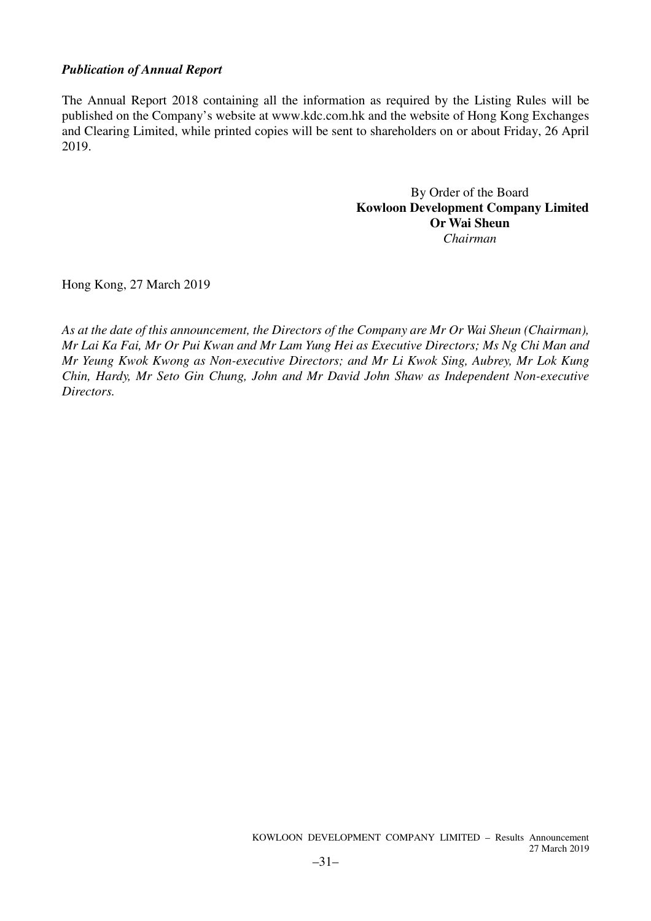***Publication of Annual Report***

The Annual Report 2018 containing all the information as required by the Listing Rules will be published on the Company's website at www.kdc.com.hk and the website of Hong Kong Exchanges and Clearing Limited, while printed copies will be sent to shareholders on or about Friday, 26 April 2019.

By Order of the Board
**Kowloon Development Company Limited**
**Or Wai Sheun**
*Chairman*

Hong Kong, 27 March 2019

*As at the date of this announcement, the Directors of the Company are Mr Or Wai Sheun (Chairman), Mr Lai Ka Fai, Mr Or Pui Kwan and Mr Lam Yung Hei as Executive Directors; Ms Ng Chi Man and Mr Yeung Kwok Kwong as Non-executive Directors; and Mr Li Kwok Sing, Aubrey, Mr Lok Kung Chin, Hardy, Mr Seto Gin Chung, John and Mr David John Shaw as Independent Non-executive Directors.*